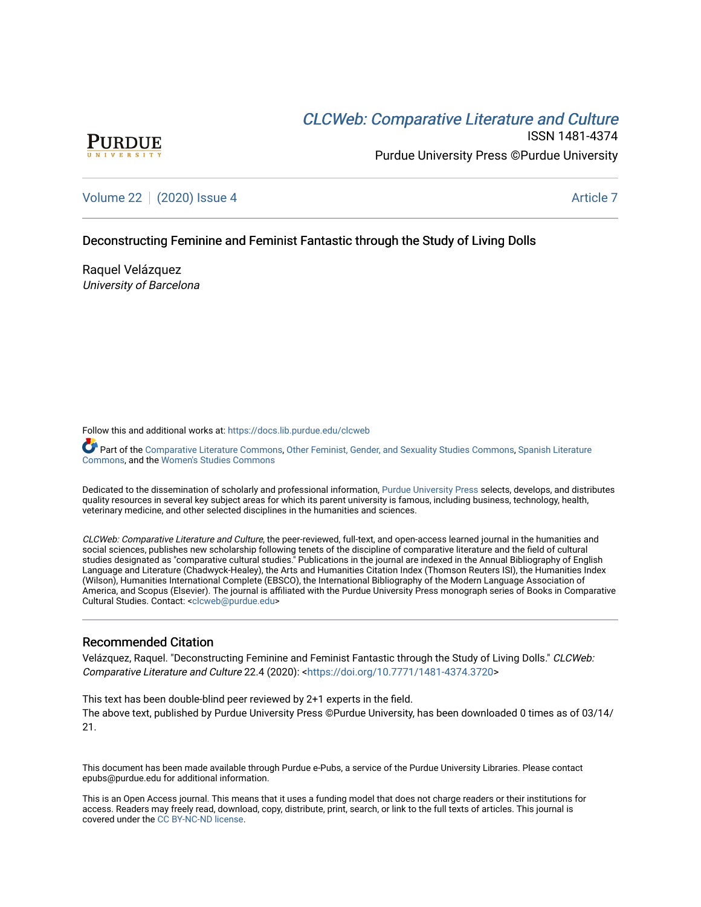PURDUE
UNIVERSITY

*CLCWeb: Comparative Literature and Culture*

ISSN 1481-4374

Purdue University Press ©Purdue University

Volume 22 | (2020) Issue 4 | Article 7

# Deconstructing Feminine and Feminist Fantastic through the Study of Living Dolls

Raquel Velázquez
*University of Barcelona*

Follow this and additional works at: https://docs.lib.purdue.edu/clcweb

Part of the Comparative Literature Commons, Other Feminist, Gender, and Sexuality Studies Commons, Spanish Literature Commons, and the Women's Studies Commons

Dedicated to the dissemination of scholarly and professional information, Purdue University Press selects, develops, and distributes quality resources in several key subject areas for which its parent university is famous, including business, technology, health, veterinary medicine, and other selected disciplines in the humanities and sciences.

*CLCWeb: Comparative Literature and Culture*, the peer-reviewed, full-text, and open-access learned journal in the humanities and social sciences, publishes new scholarship following tenets of the discipline of comparative literature and the field of cultural studies designated as "comparative cultural studies." Publications in the journal are indexed in the Annual Bibliography of English Language and Literature (Chadwyck-Healey), the Arts and Humanities Citation Index (Thomson Reuters ISI), the Humanities Index (Wilson), Humanities International Complete (EBSCO), the International Bibliography of the Modern Language Association of America, and Scopus (Elsevier). The journal is affiliated with the Purdue University Press monograph series of Books in Comparative Cultural Studies. Contact: <clcweb@purdue.edu>

## Recommended Citation

Velázquez, Raquel. "Deconstructing Feminine and Feminist Fantastic through the Study of Living Dolls." *CLCWeb: Comparative Literature and Culture* 22.4 (2020): <https://doi.org/10.7771/1481-4374.3720>

This text has been double-blind peer reviewed by 2+1 experts in the field.
The above text, published by Purdue University Press ©Purdue University, has been downloaded 0 times as of 03/14/21.

This document has been made available through Purdue e-Pubs, a service of the Purdue University Libraries. Please contact epubs@purdue.edu for additional information.

This is an Open Access journal. This means that it uses a funding model that does not charge readers or their institutions for access. Readers may freely read, download, copy, distribute, print, search, or link to the full texts of articles. This journal is covered under the CC BY-NC-ND license.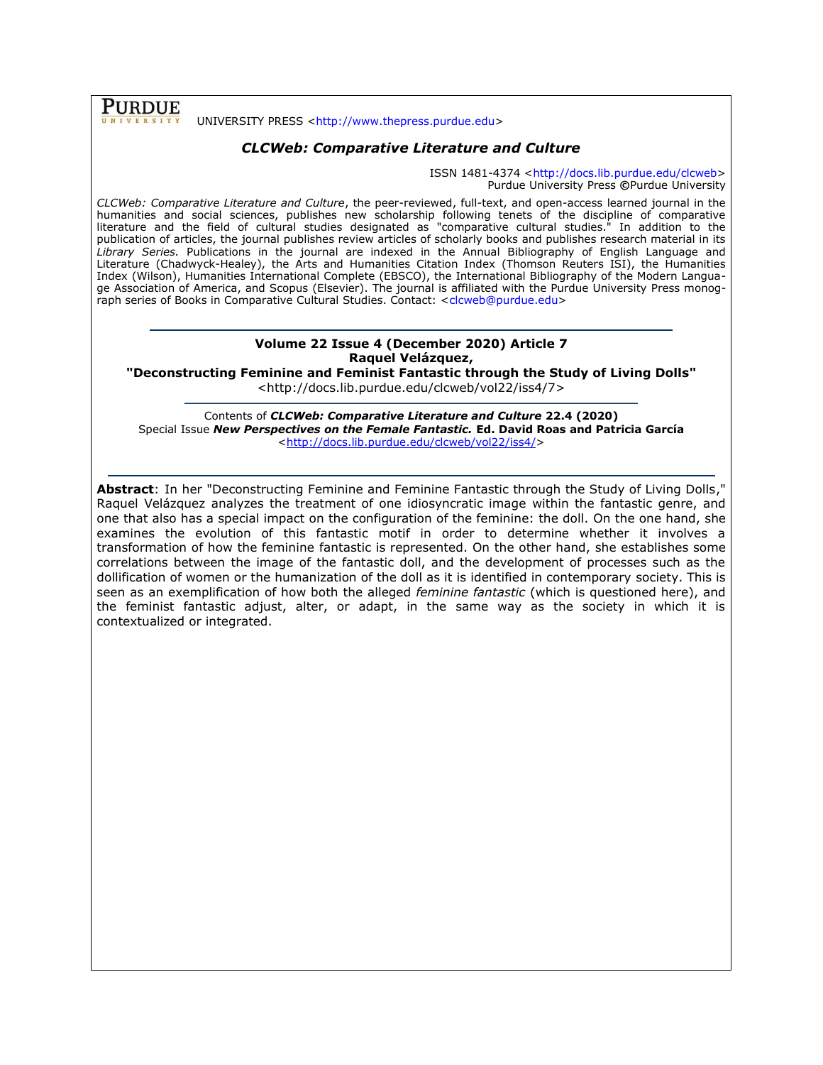PURDUE UNIVERSITY PRESS <http://www.thepress.purdue.edu>

## *CLCWeb: Comparative Literature and Culture*

ISSN 1481-4374 <http://docs.lib.purdue.edu/clcweb>
Purdue University Press ©Purdue University

*CLCWeb: Comparative Literature and Culture*, the peer-reviewed, full-text, and open-access learned journal in the humanities and social sciences, publishes new scholarship following tenets of the discipline of comparative literature and the field of cultural studies designated as "comparative cultural studies." In addition to the publication of articles, the journal publishes review articles of scholarly books and publishes research material in its *Library Series.* Publications in the journal are indexed in the Annual Bibliography of English Language and Literature (Chadwyck-Healey), the Arts and Humanities Citation Index (Thomson Reuters ISI), the Humanities Index (Wilson), Humanities International Complete (EBSCO), the International Bibliography of the Modern Language Association of America, and Scopus (Elsevier). The journal is affiliated with the Purdue University Press monograph series of Books in Comparative Cultural Studies. Contact: <clcweb@purdue.edu>

---

**Volume 22 Issue 4 (December 2020) Article 7**
**Raquel Velázquez,**
**"Deconstructing Feminine and Feminist Fantastic through the Study of Living Dolls"**
<http://docs.lib.purdue.edu/clcweb/vol22/iss4/7>

---

Contents of ***CLCWeb: Comparative Literature and Culture* 22.4 (2020)**
Special Issue ***New Perspectives on the Female Fantastic.*** **Ed. David Roas and Patricia García**
<http://docs.lib.purdue.edu/clcweb/vol22/iss4/>

---

**Abstract**: In her "Deconstructing Feminine and Feminine Fantastic through the Study of Living Dolls," Raquel Velázquez analyzes the treatment of one idiosyncratic image within the fantastic genre, and one that also has a special impact on the configuration of the feminine: the doll. On the one hand, she examines the evolution of this fantastic motif in order to determine whether it involves a transformation of how the feminine fantastic is represented. On the other hand, she establishes some correlations between the image of the fantastic doll, and the development of processes such as the dollification of women or the humanization of the doll as it is identified in contemporary society. This is seen as an exemplification of how both the alleged *feminine fantastic* (which is questioned here), and the feminist fantastic adjust, alter, or adapt, in the same way as the society in which it is contextualized or integrated.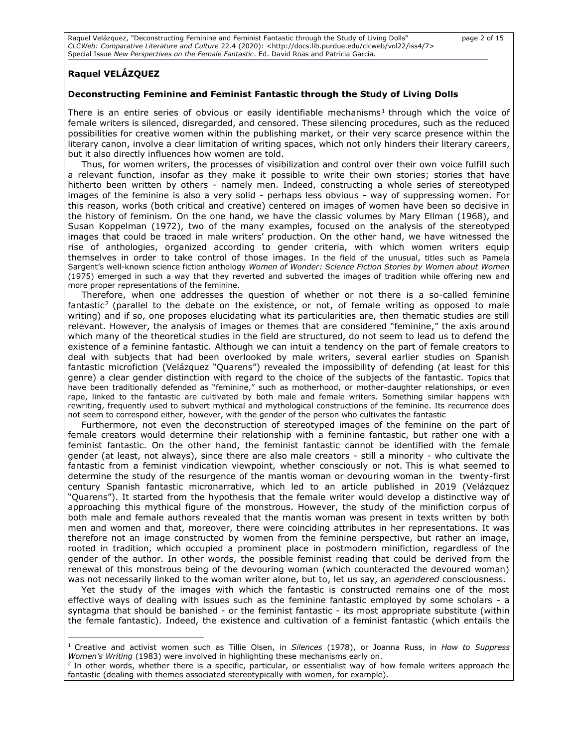**Raquel VELÁZQUEZ**

**Deconstructing Feminine and Feminist Fantastic through the Study of Living Dolls**

There is an entire series of obvious or easily identifiable mechanisms[1] through which the voice of female writers is silenced, disregarded, and censored. These silencing procedures, such as the reduced possibilities for creative women within the publishing market, or their very scarce presence within the literary canon, involve a clear limitation of writing spaces, which not only hinders their literary careers, but it also directly influences how women are told.

Thus, for women writers, the processes of visibilization and control over their own voice fulfill such a relevant function, insofar as they make it possible to write their own stories; stories that have hitherto been written by others - namely men. Indeed, constructing a whole series of stereotyped images of the feminine is also a very solid - perhaps less obvious - way of suppressing women. For this reason, works (both critical and creative) centered on images of women have been so decisive in the history of feminism. On the one hand, we have the classic volumes by Mary Ellman (1968), and Susan Koppelman (1972), two of the many examples, focused on the analysis of the stereotyped images that could be traced in male writers' production. On the other hand, we have witnessed the rise of anthologies, organized according to gender criteria, with which women writers equip themselves in order to take control of those images. In the field of the unusual, titles such as Pamela Sargent's well-known science fiction anthology *Women of Wonder: Science Fiction Stories by Women about Women* (1975) emerged in such a way that they reverted and subverted the images of tradition while offering new and more proper representations of the feminine.

Therefore, when one addresses the question of whether or not there is a so-called feminine fantastic[2] (parallel to the debate on the existence, or not, of female writing as opposed to male writing) and if so, one proposes elucidating what its particularities are, then thematic studies are still relevant. However, the analysis of images or themes that are considered "feminine," the axis around which many of the theoretical studies in the field are structured, do not seem to lead us to defend the existence of a feminine fantastic. Although we can intuit a tendency on the part of female creators to deal with subjects that had been overlooked by male writers, several earlier studies on Spanish fantastic microfiction (Velázquez "Quarens") revealed the impossibility of defending (at least for this genre) a clear gender distinction with regard to the choice of the subjects of the fantastic. Topics that have been traditionally defended as "feminine," such as motherhood, or mother-daughter relationships, or even rape, linked to the fantastic are cultivated by both male and female writers. Something similar happens with rewriting, frequently used to subvert mythical and mythological constructions of the feminine. Its recurrence does not seem to correspond either, however, with the gender of the person who cultivates the fantastic

Furthermore, not even the deconstruction of stereotyped images of the feminine on the part of female creators would determine their relationship with a feminine fantastic, but rather one with a feminist fantastic. On the other hand, the feminist fantastic cannot be identified with the female gender (at least, not always), since there are also male creators - still a minority - who cultivate the fantastic from a feminist vindication viewpoint, whether consciously or not. This is what seemed to determine the study of the resurgence of the mantis woman or devouring woman in the twenty-first century Spanish fantastic micronarrative, which led to an article published in 2019 (Velázquez "Quarens"). It started from the hypothesis that the female writer would develop a distinctive way of approaching this mythical figure of the monstrous. However, the study of the minifiction corpus of both male and female authors revealed that the mantis woman was present in texts written by both men and women and that, moreover, there were coinciding attributes in her representations. It was therefore not an image constructed by women from the feminine perspective, but rather an image, rooted in tradition, which occupied a prominent place in postmodern minifiction, regardless of the gender of the author. In other words, the possible feminist reading that could be derived from the renewal of this monstrous being of the devouring woman (which counteracted the devoured woman) was not necessarily linked to the woman writer alone, but to, let us say, an *agendered* consciousness.

Yet the study of the images with which the fantastic is constructed remains one of the most effective ways of dealing with issues such as the feminine fantastic employed by some scholars - a syntagma that should be banished - or the feminist fantastic - its most appropriate substitute (within the female fantastic). Indeed, the existence and cultivation of a feminist fantastic (which entails the

---

[1] Creative and activist women such as Tillie Olsen, in *Silences* (1978), or Joanna Russ, in *How to Suppress Women's Writing* (1983) were involved in highlighting these mechanisms early on.

[2] In other words, whether there is a specific, particular, or essentialist way of how female writers approach the fantastic (dealing with themes associated stereotypically with women, for example).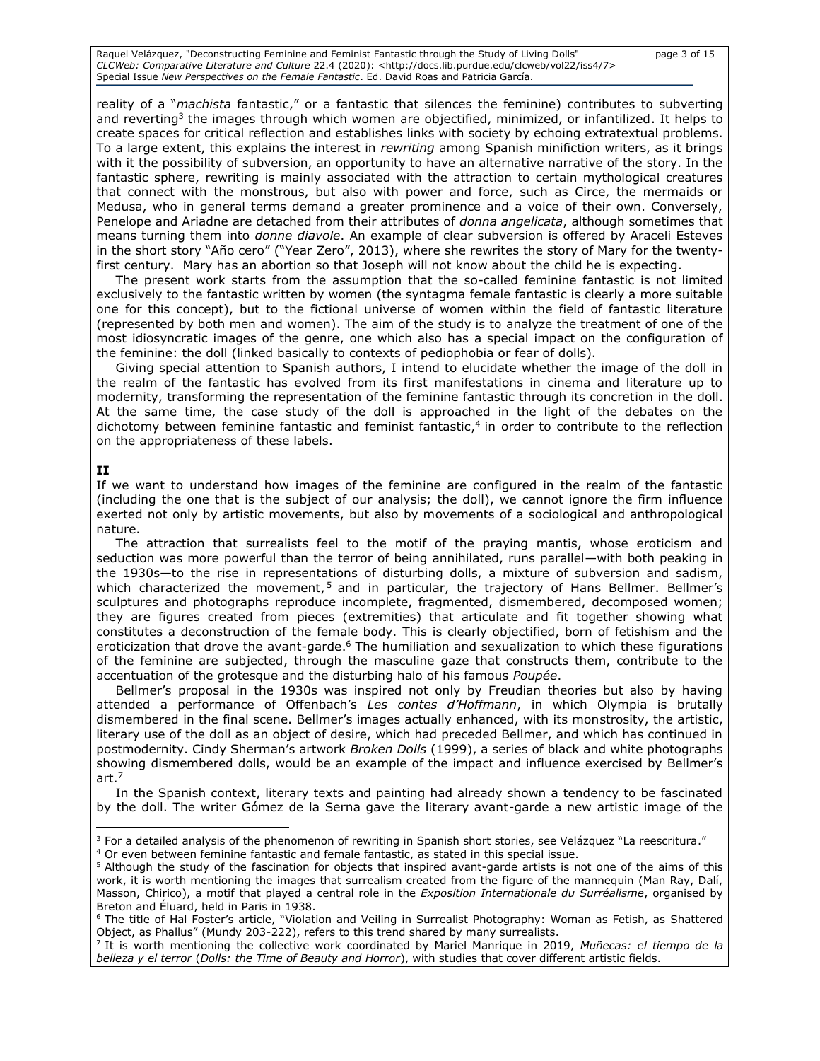reality of a "*machista* fantastic," or a fantastic that silences the feminine) contributes to subverting and reverting[3] the images through which women are objectified, minimized, or infantilized. It helps to create spaces for critical reflection and establishes links with society by echoing extratextual problems. To a large extent, this explains the interest in *rewriting* among Spanish minifiction writers, as it brings with it the possibility of subversion, an opportunity to have an alternative narrative of the story. In the fantastic sphere, rewriting is mainly associated with the attraction to certain mythological creatures that connect with the monstrous, but also with power and force, such as Circe, the mermaids or Medusa, who in general terms demand a greater prominence and a voice of their own. Conversely, Penelope and Ariadne are detached from their attributes of *donna angelicata*, although sometimes that means turning them into *donne diavole*. An example of clear subversion is offered by Araceli Esteves in the short story "Año cero" ("Year Zero", 2013), where she rewrites the story of Mary for the twenty-first century. Mary has an abortion so that Joseph will not know about the child he is expecting.

The present work starts from the assumption that the so-called feminine fantastic is not limited exclusively to the fantastic written by women (the syntagma female fantastic is clearly a more suitable one for this concept), but to the fictional universe of women within the field of fantastic literature (represented by both men and women). The aim of the study is to analyze the treatment of one of the most idiosyncratic images of the genre, one which also has a special impact on the configuration of the feminine: the doll (linked basically to contexts of pediophobia or fear of dolls).

Giving special attention to Spanish authors, I intend to elucidate whether the image of the doll in the realm of the fantastic has evolved from its first manifestations in cinema and literature up to modernity, transforming the representation of the feminine fantastic through its concretion in the doll. At the same time, the case study of the doll is approached in the light of the debates on the dichotomy between feminine fantastic and feminist fantastic,[4] in order to contribute to the reflection on the appropriateness of these labels.

**II**

If we want to understand how images of the feminine are configured in the realm of the fantastic (including the one that is the subject of our analysis; the doll), we cannot ignore the firm influence exerted not only by artistic movements, but also by movements of a sociological and anthropological nature.

The attraction that surrealists feel to the motif of the praying mantis, whose eroticism and seduction was more powerful than the terror of being annihilated, runs parallel—with both peaking in the 1930s—to the rise in representations of disturbing dolls, a mixture of subversion and sadism, which characterized the movement,[5] and in particular, the trajectory of Hans Bellmer. Bellmer's sculptures and photographs reproduce incomplete, fragmented, dismembered, decomposed women; they are figures created from pieces (extremities) that articulate and fit together showing what constitutes a deconstruction of the female body. This is clearly objectified, born of fetishism and the eroticization that drove the avant-garde.[6] The humiliation and sexualization to which these figurations of the feminine are subjected, through the masculine gaze that constructs them, contribute to the accentuation of the grotesque and the disturbing halo of his famous *Poupée*.

Bellmer's proposal in the 1930s was inspired not only by Freudian theories but also by having attended a performance of Offenbach's *Les contes d'Hoffmann*, in which Olympia is brutally dismembered in the final scene. Bellmer's images actually enhanced, with its monstrosity, the artistic, literary use of the doll as an object of desire, which had preceded Bellmer, and which has continued in postmodernity. Cindy Sherman's artwork *Broken Dolls* (1999), a series of black and white photographs showing dismembered dolls, would be an example of the impact and influence exercised by Bellmer's art.[7]

In the Spanish context, literary texts and painting had already shown a tendency to be fascinated by the doll. The writer Gómez de la Serna gave the literary avant-garde a new artistic image of the

---

[3] For a detailed analysis of the phenomenon of rewriting in Spanish short stories, see Velázquez "La reescritura."

[4] Or even between feminine fantastic and female fantastic, as stated in this special issue.

[5] Although the study of the fascination for objects that inspired avant-garde artists is not one of the aims of this work, it is worth mentioning the images that surrealism created from the figure of the mannequin (Man Ray, Dalí, Masson, Chirico), a motif that played a central role in the *Exposition Internationale du Surréalisme*, organised by Breton and Éluard, held in Paris in 1938.

[6] The title of Hal Foster's article, "Violation and Veiling in Surrealist Photography: Woman as Fetish, as Shattered Object, as Phallus" (Mundy 203-222), refers to this trend shared by many surrealists.

[7] It is worth mentioning the collective work coordinated by Mariel Manrique in 2019, *Muñecas: el tiempo de la belleza y el terror* (*Dolls: the Time of Beauty and Horror*), with studies that cover different artistic fields.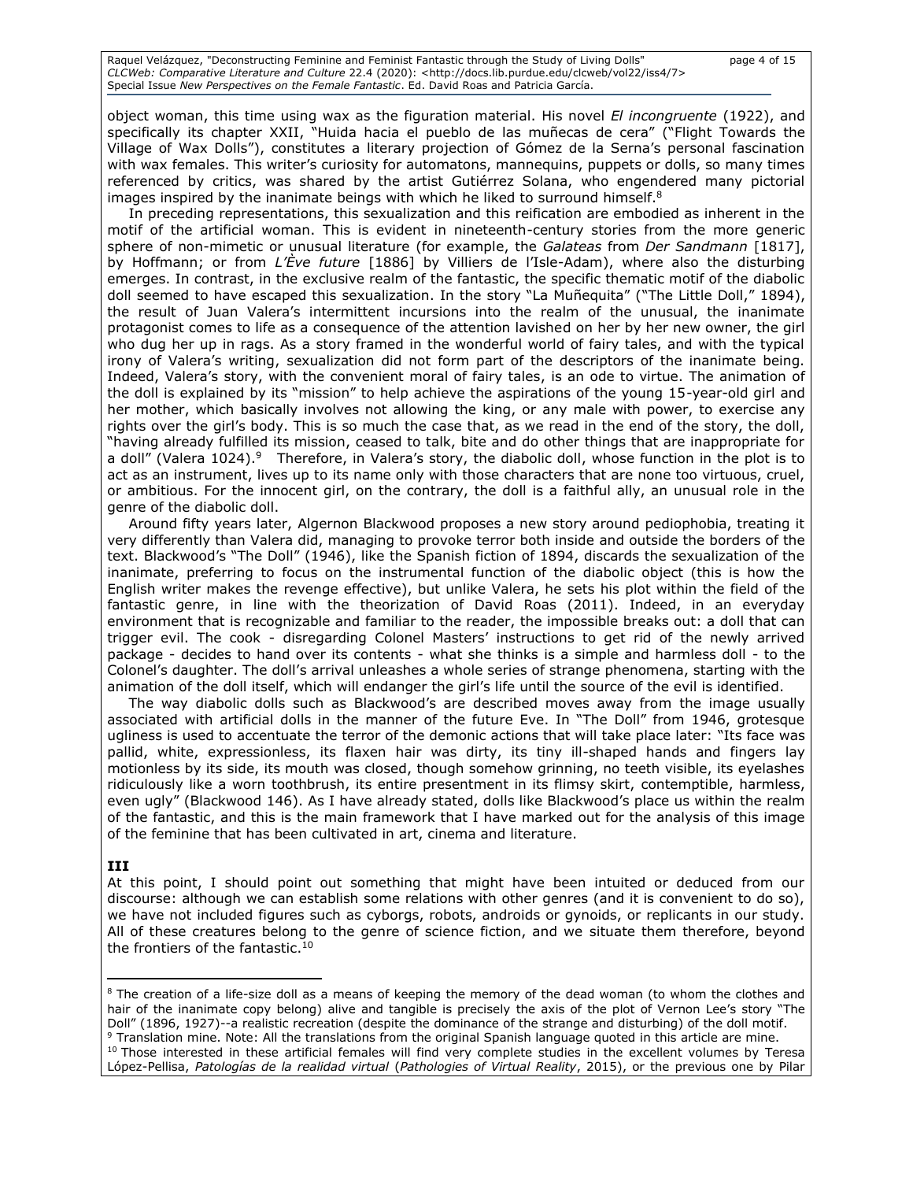object woman, this time using wax as the figuration material. His novel *El incongruente* (1922), and specifically its chapter XXII, "Huida hacia el pueblo de las muñecas de cera" ("Flight Towards the Village of Wax Dolls"), constitutes a literary projection of Gómez de la Serna's personal fascination with wax females. This writer's curiosity for automatons, mannequins, puppets or dolls, so many times referenced by critics, was shared by the artist Gutiérrez Solana, who engendered many pictorial images inspired by the inanimate beings with which he liked to surround himself.[8]

In preceding representations, this sexualization and this reification are embodied as inherent in the motif of the artificial woman. This is evident in nineteenth-century stories from the more generic sphere of non-mimetic or unusual literature (for example, the *Galateas* from *Der Sandmann* [1817], by Hoffmann; or from *L'Ève future* [1886] by Villiers de l'Isle-Adam), where also the disturbing emerges. In contrast, in the exclusive realm of the fantastic, the specific thematic motif of the diabolic doll seemed to have escaped this sexualization. In the story "La Muñequita" ("The Little Doll," 1894), the result of Juan Valera's intermittent incursions into the realm of the unusual, the inanimate protagonist comes to life as a consequence of the attention lavished on her by her new owner, the girl who dug her up in rags. As a story framed in the wonderful world of fairy tales, and with the typical irony of Valera's writing, sexualization did not form part of the descriptors of the inanimate being. Indeed, Valera's story, with the convenient moral of fairy tales, is an ode to virtue. The animation of the doll is explained by its "mission" to help achieve the aspirations of the young 15-year-old girl and her mother, which basically involves not allowing the king, or any male with power, to exercise any rights over the girl's body. This is so much the case that, as we read in the end of the story, the doll, "having already fulfilled its mission, ceased to talk, bite and do other things that are inappropriate for a doll" (Valera 1024).[9] Therefore, in Valera's story, the diabolic doll, whose function in the plot is to act as an instrument, lives up to its name only with those characters that are none too virtuous, cruel, or ambitious. For the innocent girl, on the contrary, the doll is a faithful ally, an unusual role in the genre of the diabolic doll.

Around fifty years later, Algernon Blackwood proposes a new story around pediophobia, treating it very differently than Valera did, managing to provoke terror both inside and outside the borders of the text. Blackwood's "The Doll" (1946), like the Spanish fiction of 1894, discards the sexualization of the inanimate, preferring to focus on the instrumental function of the diabolic object (this is how the English writer makes the revenge effective), but unlike Valera, he sets his plot within the field of the fantastic genre, in line with the theorization of David Roas (2011). Indeed, in an everyday environment that is recognizable and familiar to the reader, the impossible breaks out: a doll that can trigger evil. The cook - disregarding Colonel Masters' instructions to get rid of the newly arrived package - decides to hand over its contents - what she thinks is a simple and harmless doll - to the Colonel's daughter. The doll's arrival unleashes a whole series of strange phenomena, starting with the animation of the doll itself, which will endanger the girl's life until the source of the evil is identified.

The way diabolic dolls such as Blackwood's are described moves away from the image usually associated with artificial dolls in the manner of the future Eve. In "The Doll" from 1946, grotesque ugliness is used to accentuate the terror of the demonic actions that will take place later: "Its face was pallid, white, expressionless, its flaxen hair was dirty, its tiny ill-shaped hands and fingers lay motionless by its side, its mouth was closed, though somehow grinning, no teeth visible, its eyelashes ridiculously like a worn toothbrush, its entire presentment in its flimsy skirt, contemptible, harmless, even ugly" (Blackwood 146). As I have already stated, dolls like Blackwood's place us within the realm of the fantastic, and this is the main framework that I have marked out for the analysis of this image of the feminine that has been cultivated in art, cinema and literature.

## III

At this point, I should point out something that might have been intuited or deduced from our discourse: although we can establish some relations with other genres (and it is convenient to do so), we have not included figures such as cyborgs, robots, androids or gynoids, or replicants in our study. All of these creatures belong to the genre of science fiction, and we situate them therefore, beyond the frontiers of the fantastic.[10]

---

[8] The creation of a life-size doll as a means of keeping the memory of the dead woman (to whom the clothes and hair of the inanimate copy belong) alive and tangible is precisely the axis of the plot of Vernon Lee's story "The Doll" (1896, 1927)--a realistic recreation (despite the dominance of the strange and disturbing) of the doll motif.

[9] Translation mine. Note: All the translations from the original Spanish language quoted in this article are mine.

[10] Those interested in these artificial females will find very complete studies in the excellent volumes by Teresa López-Pellisa, *Patologías de la realidad virtual* (*Pathologies of Virtual Reality*, 2015), or the previous one by Pilar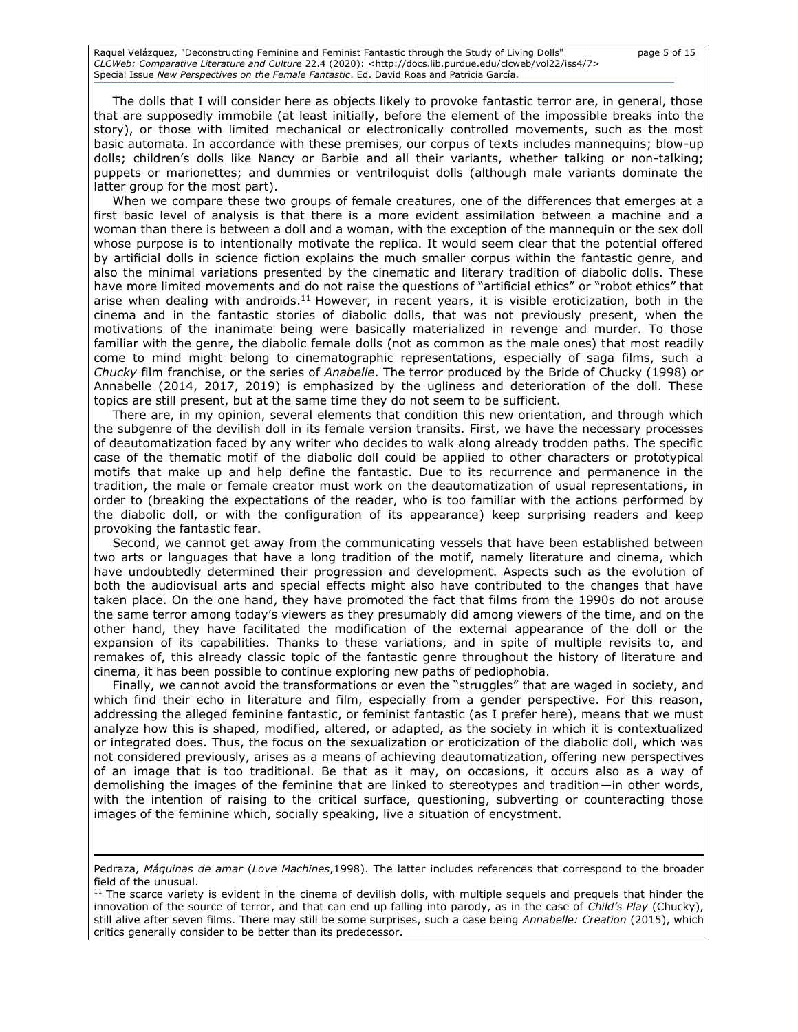The dolls that I will consider here as objects likely to provoke fantastic terror are, in general, those that are supposedly immobile (at least initially, before the element of the impossible breaks into the story), or those with limited mechanical or electronically controlled movements, such as the most basic automata. In accordance with these premises, our corpus of texts includes mannequins; blow-up dolls; children's dolls like Nancy or Barbie and all their variants, whether talking or non-talking; puppets or marionettes; and dummies or ventriloquist dolls (although male variants dominate the latter group for the most part).

When we compare these two groups of female creatures, one of the differences that emerges at a first basic level of analysis is that there is a more evident assimilation between a machine and a woman than there is between a doll and a woman, with the exception of the mannequin or the sex doll whose purpose is to intentionally motivate the replica. It would seem clear that the potential offered by artificial dolls in science fiction explains the much smaller corpus within the fantastic genre, and also the minimal variations presented by the cinematic and literary tradition of diabolic dolls. These have more limited movements and do not raise the questions of "artificial ethics" or "robot ethics" that arise when dealing with androids.[11] However, in recent years, it is visible eroticization, both in the cinema and in the fantastic stories of diabolic dolls, that was not previously present, when the motivations of the inanimate being were basically materialized in revenge and murder. To those familiar with the genre, the diabolic female dolls (not as common as the male ones) that most readily come to mind might belong to cinematographic representations, especially of saga films, such a *Chucky* film franchise, or the series of *Anabelle*. The terror produced by the Bride of Chucky (1998) or Annabelle (2014, 2017, 2019) is emphasized by the ugliness and deterioration of the doll. These topics are still present, but at the same time they do not seem to be sufficient.

There are, in my opinion, several elements that condition this new orientation, and through which the subgenre of the devilish doll in its female version transits. First, we have the necessary processes of deautomatization faced by any writer who decides to walk along already trodden paths. The specific case of the thematic motif of the diabolic doll could be applied to other characters or prototypical motifs that make up and help define the fantastic. Due to its recurrence and permanence in the tradition, the male or female creator must work on the deautomatization of usual representations, in order to (breaking the expectations of the reader, who is too familiar with the actions performed by the diabolic doll, or with the configuration of its appearance) keep surprising readers and keep provoking the fantastic fear.

Second, we cannot get away from the communicating vessels that have been established between two arts or languages that have a long tradition of the motif, namely literature and cinema, which have undoubtedly determined their progression and development. Aspects such as the evolution of both the audiovisual arts and special effects might also have contributed to the changes that have taken place. On the one hand, they have promoted the fact that films from the 1990s do not arouse the same terror among today's viewers as they presumably did among viewers of the time, and on the other hand, they have facilitated the modification of the external appearance of the doll or the expansion of its capabilities. Thanks to these variations, and in spite of multiple revisits to, and remakes of, this already classic topic of the fantastic genre throughout the history of literature and cinema, it has been possible to continue exploring new paths of pediophobia.

Finally, we cannot avoid the transformations or even the "struggles" that are waged in society, and which find their echo in literature and film, especially from a gender perspective. For this reason, addressing the alleged feminine fantastic, or feminist fantastic (as I prefer here), means that we must analyze how this is shaped, modified, altered, or adapted, as the society in which it is contextualized or integrated does. Thus, the focus on the sexualization or eroticization of the diabolic doll, which was not considered previously, arises as a means of achieving deautomatization, offering new perspectives of an image that is too traditional. Be that as it may, on occasions, it occurs also as a way of demolishing the images of the feminine that are linked to stereotypes and tradition—in other words, with the intention of raising to the critical surface, questioning, subverting or counteracting those images of the feminine which, socially speaking, live a situation of encystment.

---

Pedraza, *Máquinas de amar* (*Love Machines*,1998). The latter includes references that correspond to the broader field of the unusual.

[11] The scarce variety is evident in the cinema of devilish dolls, with multiple sequels and prequels that hinder the innovation of the source of terror, and that can end up falling into parody, as in the case of *Child's Play* (Chucky), still alive after seven films. There may still be some surprises, such a case being *Annabelle: Creation* (2015), which critics generally consider to be better than its predecessor.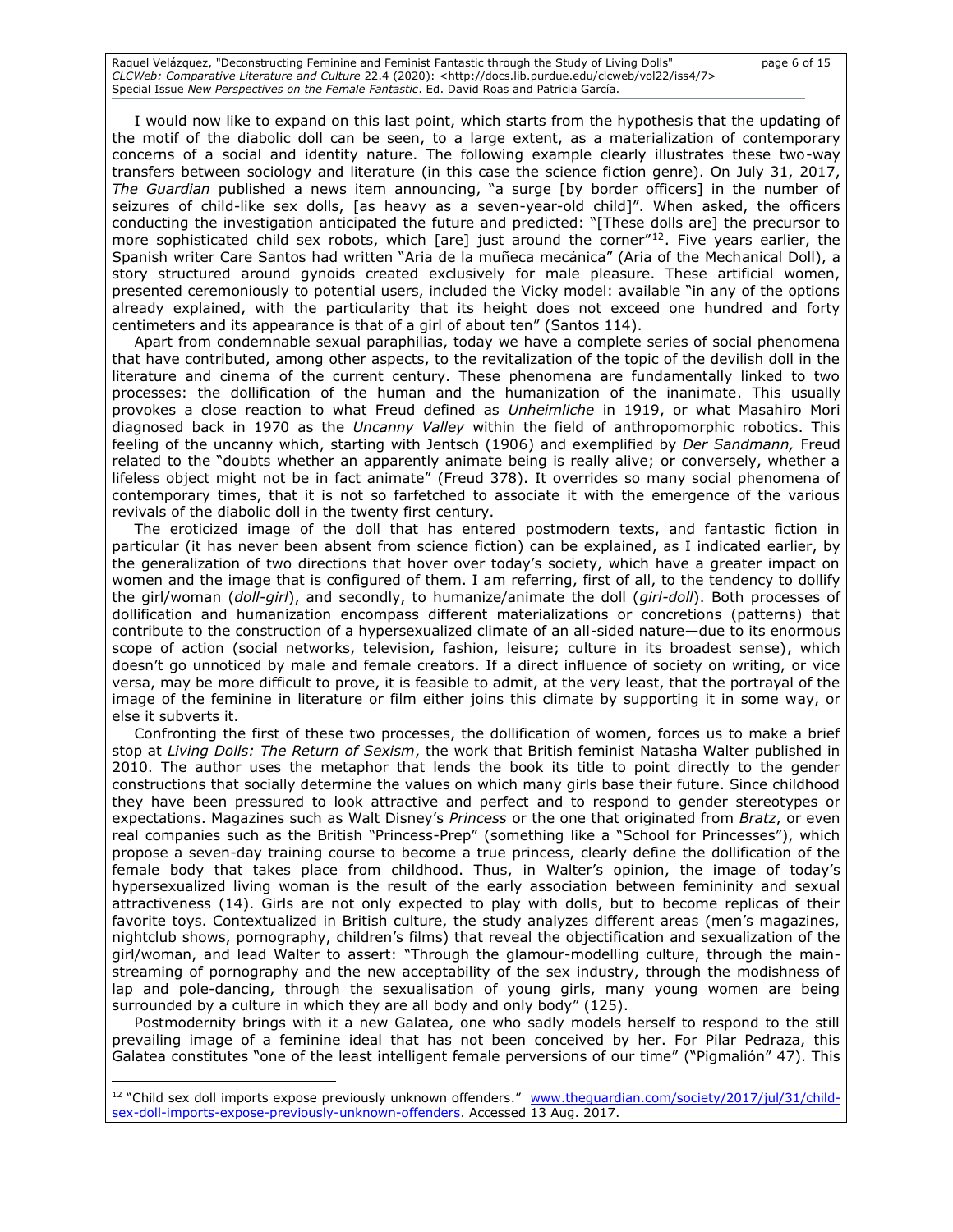I would now like to expand on this last point, which starts from the hypothesis that the updating of the motif of the diabolic doll can be seen, to a large extent, as a materialization of contemporary concerns of a social and identity nature. The following example clearly illustrates these two-way transfers between sociology and literature (in this case the science fiction genre). On July 31, 2017, *The Guardian* published a news item announcing, "a surge [by border officers] in the number of seizures of child-like sex dolls, [as heavy as a seven-year-old child]". When asked, the officers conducting the investigation anticipated the future and predicted: "[These dolls are] the precursor to more sophisticated child sex robots, which [are] just around the corner"[12]. Five years earlier, the Spanish writer Care Santos had written "Aria de la muñeca mecánica" (Aria of the Mechanical Doll), a story structured around gynoids created exclusively for male pleasure. These artificial women, presented ceremoniously to potential users, included the Vicky model: available "in any of the options already explained, with the particularity that its height does not exceed one hundred and forty centimeters and its appearance is that of a girl of about ten" (Santos 114).

Apart from condemnable sexual paraphilias, today we have a complete series of social phenomena that have contributed, among other aspects, to the revitalization of the topic of the devilish doll in the literature and cinema of the current century. These phenomena are fundamentally linked to two processes: the dollification of the human and the humanization of the inanimate. This usually provokes a close reaction to what Freud defined as *Unheimliche* in 1919, or what Masahiro Mori diagnosed back in 1970 as the *Uncanny Valley* within the field of anthropomorphic robotics. This feeling of the uncanny which, starting with Jentsch (1906) and exemplified by *Der Sandmann,* Freud related to the "doubts whether an apparently animate being is really alive; or conversely, whether a lifeless object might not be in fact animate" (Freud 378). It overrides so many social phenomena of contemporary times, that it is not so farfetched to associate it with the emergence of the various revivals of the diabolic doll in the twenty first century.

The eroticized image of the doll that has entered postmodern texts, and fantastic fiction in particular (it has never been absent from science fiction) can be explained, as I indicated earlier, by the generalization of two directions that hover over today's society, which have a greater impact on women and the image that is configured of them. I am referring, first of all, to the tendency to dollify the girl/woman (*doll-girl*), and secondly, to humanize/animate the doll (*girl-doll*). Both processes of dollification and humanization encompass different materializations or concretions (patterns) that contribute to the construction of a hypersexualized climate of an all-sided nature—due to its enormous scope of action (social networks, television, fashion, leisure; culture in its broadest sense), which doesn't go unnoticed by male and female creators. If a direct influence of society on writing, or vice versa, may be more difficult to prove, it is feasible to admit, at the very least, that the portrayal of the image of the feminine in literature or film either joins this climate by supporting it in some way, or else it subverts it.

Confronting the first of these two processes, the dollification of women, forces us to make a brief stop at *Living Dolls: The Return of Sexism*, the work that British feminist Natasha Walter published in 2010. The author uses the metaphor that lends the book its title to point directly to the gender constructions that socially determine the values on which many girls base their future. Since childhood they have been pressured to look attractive and perfect and to respond to gender stereotypes or expectations. Magazines such as Walt Disney's *Princess* or the one that originated from *Bratz*, or even real companies such as the British "Princess-Prep" (something like a "School for Princesses"), which propose a seven-day training course to become a true princess, clearly define the dollification of the female body that takes place from childhood. Thus, in Walter's opinion, the image of today's hypersexualized living woman is the result of the early association between femininity and sexual attractiveness (14). Girls are not only expected to play with dolls, but to become replicas of their favorite toys. Contextualized in British culture, the study analyzes different areas (men's magazines, nightclub shows, pornography, children's films) that reveal the objectification and sexualization of the girl/woman, and lead Walter to assert: "Through the glamour-modelling culture, through the main-streaming of pornography and the new acceptability of the sex industry, through the modishness of lap and pole-dancing, through the sexualisation of young girls, many young women are being surrounded by a culture in which they are all body and only body" (125).

Postmodernity brings with it a new Galatea, one who sadly models herself to respond to the still prevailing image of a feminine ideal that has not been conceived by her. For Pilar Pedraza, this Galatea constitutes "one of the least intelligent female perversions of our time" ("Pigmalión" 47). This

[12] "Child sex doll imports expose previously unknown offenders." www.theguardian.com/society/2017/jul/31/child-sex-doll-imports-expose-previously-unknown-offenders. Accessed 13 Aug. 2017.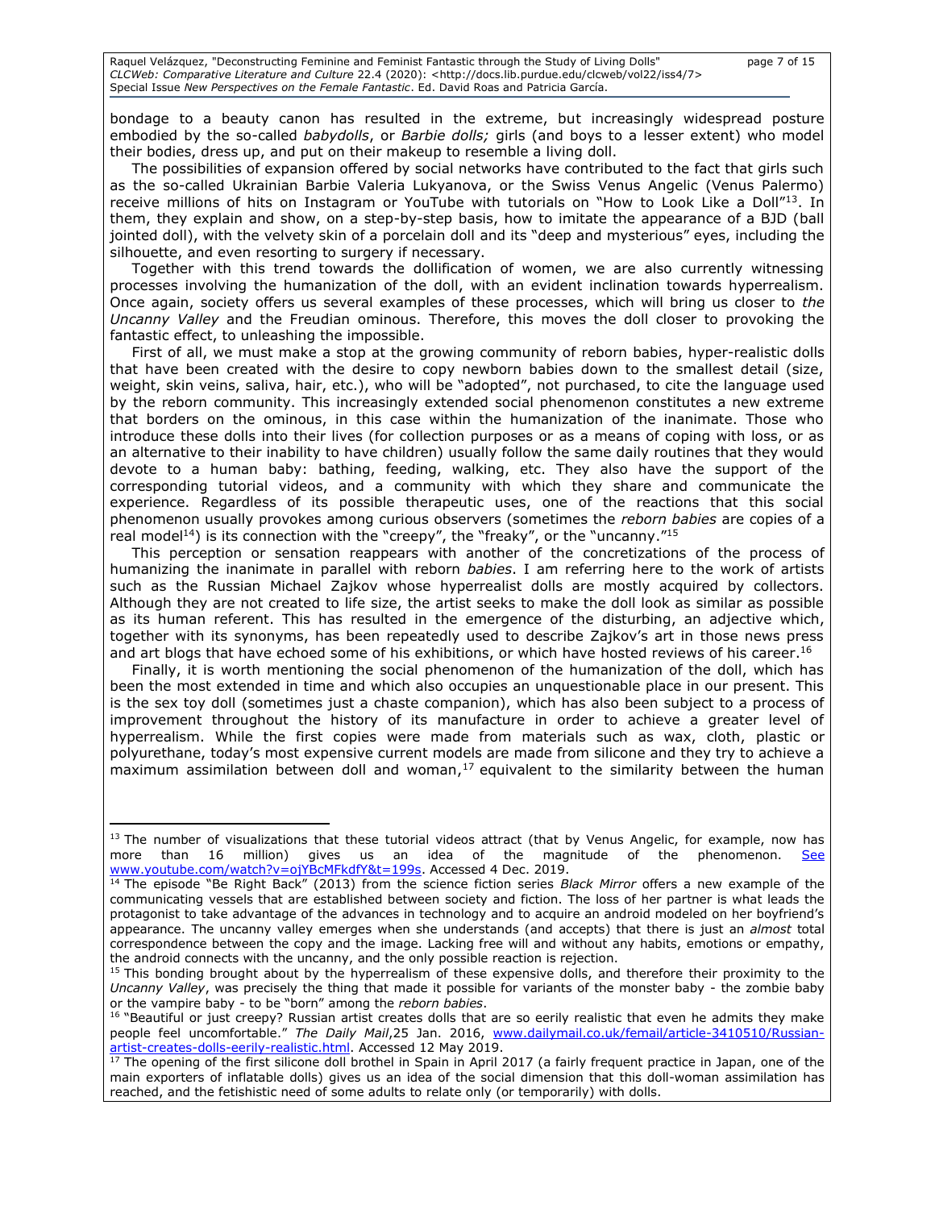bondage to a beauty canon has resulted in the extreme, but increasingly widespread posture embodied by the so-called *babydolls*, or *Barbie dolls;* girls (and boys to a lesser extent) who model their bodies, dress up, and put on their makeup to resemble a living doll.

The possibilities of expansion offered by social networks have contributed to the fact that girls such as the so-called Ukrainian Barbie Valeria Lukyanova, or the Swiss Venus Angelic (Venus Palermo) receive millions of hits on Instagram or YouTube with tutorials on "How to Look Like a Doll"[13]. In them, they explain and show, on a step-by-step basis, how to imitate the appearance of a BJD (ball jointed doll), with the velvety skin of a porcelain doll and its "deep and mysterious" eyes, including the silhouette, and even resorting to surgery if necessary.

Together with this trend towards the dollification of women, we are also currently witnessing processes involving the humanization of the doll, with an evident inclination towards hyperrealism. Once again, society offers us several examples of these processes, which will bring us closer to *the Uncanny Valley* and the Freudian ominous. Therefore, this moves the doll closer to provoking the fantastic effect, to unleashing the impossible.

First of all, we must make a stop at the growing community of reborn babies, hyper-realistic dolls that have been created with the desire to copy newborn babies down to the smallest detail (size, weight, skin veins, saliva, hair, etc.), who will be "adopted", not purchased, to cite the language used by the reborn community. This increasingly extended social phenomenon constitutes a new extreme that borders on the ominous, in this case within the humanization of the inanimate. Those who introduce these dolls into their lives (for collection purposes or as a means of coping with loss, or as an alternative to their inability to have children) usually follow the same daily routines that they would devote to a human baby: bathing, feeding, walking, etc. They also have the support of the corresponding tutorial videos, and a community with which they share and communicate the experience. Regardless of its possible therapeutic uses, one of the reactions that this social phenomenon usually provokes among curious observers (sometimes the *reborn babies* are copies of a real model[14]) is its connection with the "creepy", the "freaky", or the "uncanny."[15]

This perception or sensation reappears with another of the concretizations of the process of humanizing the inanimate in parallel with reborn *babies*. I am referring here to the work of artists such as the Russian Michael Zajkov whose hyperrealist dolls are mostly acquired by collectors. Although they are not created to life size, the artist seeks to make the doll look as similar as possible as its human referent. This has resulted in the emergence of the disturbing, an adjective which, together with its synonyms, has been repeatedly used to describe Zajkov's art in those news press and art blogs that have echoed some of his exhibitions, or which have hosted reviews of his career.[16]

Finally, it is worth mentioning the social phenomenon of the humanization of the doll, which has been the most extended in time and which also occupies an unquestionable place in our present. This is the sex toy doll (sometimes just a chaste companion), which has also been subject to a process of improvement throughout the history of its manufacture in order to achieve a greater level of hyperrealism. While the first copies were made from materials such as wax, cloth, plastic or polyurethane, today's most expensive current models are made from silicone and they try to achieve a maximum assimilation between doll and woman,[17] equivalent to the similarity between the human

---

[13] The number of visualizations that these tutorial videos attract (that by Venus Angelic, for example, now has more than 16 million) gives us an idea of the magnitude of the phenomenon. See www.youtube.com/watch?v=ojYBcMFkdfY&t=199s. Accessed 4 Dec. 2019.

[14] The episode "Be Right Back" (2013) from the science fiction series *Black Mirror* offers a new example of the communicating vessels that are established between society and fiction. The loss of her partner is what leads the protagonist to take advantage of the advances in technology and to acquire an android modeled on her boyfriend's appearance. The uncanny valley emerges when she understands (and accepts) that there is just an *almost* total correspondence between the copy and the image. Lacking free will and without any habits, emotions or empathy, the android connects with the uncanny, and the only possible reaction is rejection.

[15] This bonding brought about by the hyperrealism of these expensive dolls, and therefore their proximity to the *Uncanny Valley*, was precisely the thing that made it possible for variants of the monster baby - the zombie baby or the vampire baby - to be "born" among the *reborn babies*.

[16] "Beautiful or just creepy? Russian artist creates dolls that are so eerily realistic that even he admits they make people feel uncomfortable." *The Daily Mail*,25 Jan. 2016, www.dailymail.co.uk/femail/article-3410510/Russian-artist-creates-dolls-eerily-realistic.html. Accessed 12 May 2019.

[17] The opening of the first silicone doll brothel in Spain in April 2017 (a fairly frequent practice in Japan, one of the main exporters of inflatable dolls) gives us an idea of the social dimension that this doll-woman assimilation has reached, and the fetishistic need of some adults to relate only (or temporarily) with dolls.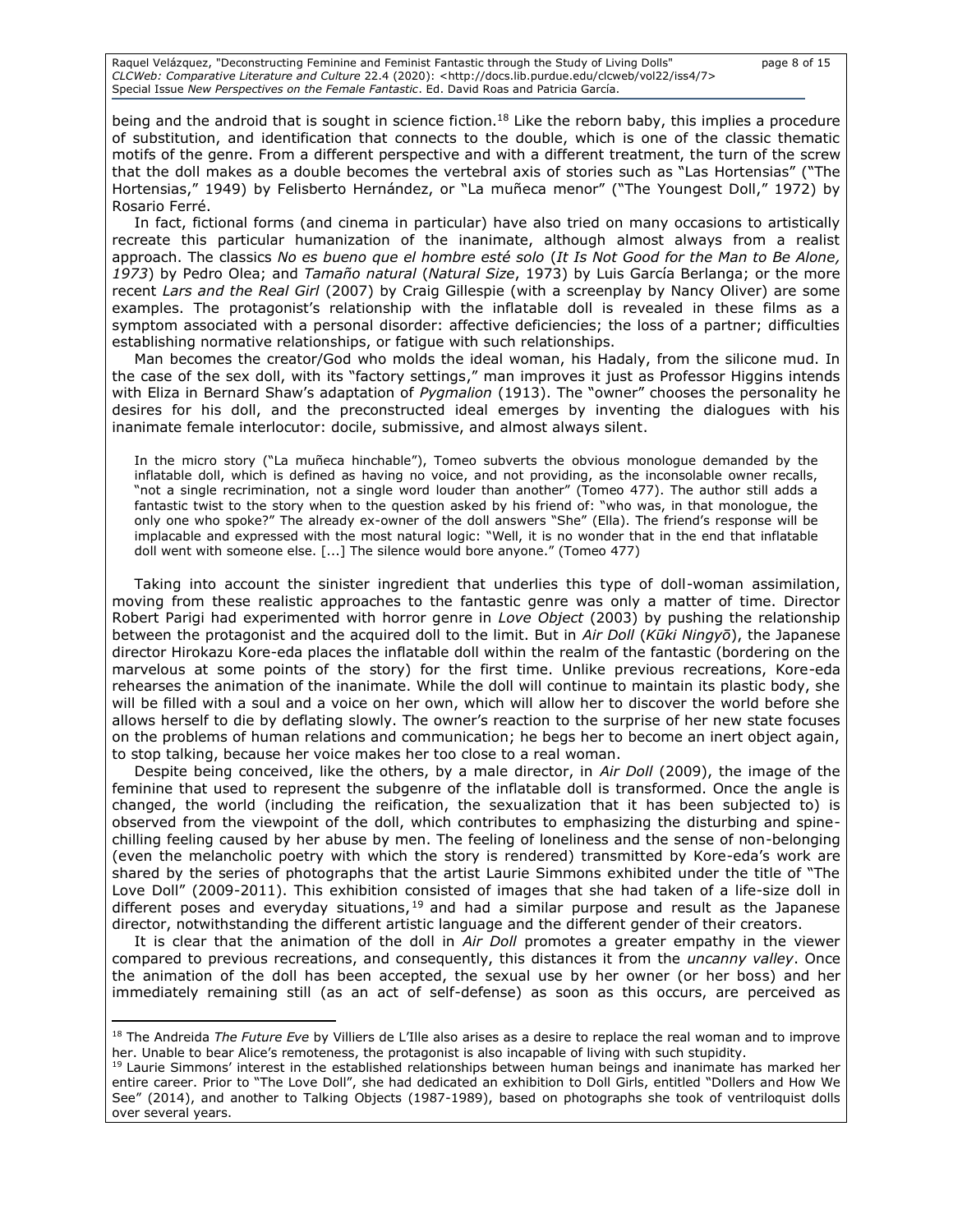being and the android that is sought in science fiction.[18] Like the reborn baby, this implies a procedure of substitution, and identification that connects to the double, which is one of the classic thematic motifs of the genre. From a different perspective and with a different treatment, the turn of the screw that the doll makes as a double becomes the vertebral axis of stories such as "Las Hortensias" ("The Hortensias," 1949) by Felisberto Hernández, or "La muñeca menor" ("The Youngest Doll," 1972) by Rosario Ferré.

In fact, fictional forms (and cinema in particular) have also tried on many occasions to artistically recreate this particular humanization of the inanimate, although almost always from a realist approach. The classics *No es bueno que el hombre esté solo* (*It Is Not Good for the Man to Be Alone, 1973*) by Pedro Olea; and *Tamaño natural* (*Natural Size*, 1973) by Luis García Berlanga; or the more recent *Lars and the Real Girl* (2007) by Craig Gillespie (with a screenplay by Nancy Oliver) are some examples. The protagonist's relationship with the inflatable doll is revealed in these films as a symptom associated with a personal disorder: affective deficiencies; the loss of a partner; difficulties establishing normative relationships, or fatigue with such relationships.

Man becomes the creator/God who molds the ideal woman, his Hadaly, from the silicone mud. In the case of the sex doll, with its "factory settings," man improves it just as Professor Higgins intends with Eliza in Bernard Shaw's adaptation of *Pygmalion* (1913). The "owner" chooses the personality he desires for his doll, and the preconstructed ideal emerges by inventing the dialogues with his inanimate female interlocutor: docile, submissive, and almost always silent.

> In the micro story ("La muñeca hinchable"), Tomeo subverts the obvious monologue demanded by the inflatable doll, which is defined as having no voice, and not providing, as the inconsolable owner recalls, "not a single recrimination, not a single word louder than another" (Tomeo 477). The author still adds a fantastic twist to the story when to the question asked by his friend of: "who was, in that monologue, the only one who spoke?" The already ex-owner of the doll answers "She" (Ella). The friend's response will be implacable and expressed with the most natural logic: "Well, it is no wonder that in the end that inflatable doll went with someone else. [...] The silence would bore anyone." (Tomeo 477)

Taking into account the sinister ingredient that underlies this type of doll-woman assimilation, moving from these realistic approaches to the fantastic genre was only a matter of time. Director Robert Parigi had experimented with horror genre in *Love Object* (2003) by pushing the relationship between the protagonist and the acquired doll to the limit. But in *Air Doll* (*Kūki Ningyō*), the Japanese director Hirokazu Kore-eda places the inflatable doll within the realm of the fantastic (bordering on the marvelous at some points of the story) for the first time. Unlike previous recreations, Kore-eda rehearses the animation of the inanimate. While the doll will continue to maintain its plastic body, she will be filled with a soul and a voice on her own, which will allow her to discover the world before she allows herself to die by deflating slowly. The owner's reaction to the surprise of her new state focuses on the problems of human relations and communication; he begs her to become an inert object again, to stop talking, because her voice makes her too close to a real woman.

Despite being conceived, like the others, by a male director, in *Air Doll* (2009), the image of the feminine that used to represent the subgenre of the inflatable doll is transformed. Once the angle is changed, the world (including the reification, the sexualization that it has been subjected to) is observed from the viewpoint of the doll, which contributes to emphasizing the disturbing and spine-chilling feeling caused by her abuse by men. The feeling of loneliness and the sense of non-belonging (even the melancholic poetry with which the story is rendered) transmitted by Kore-eda's work are shared by the series of photographs that the artist Laurie Simmons exhibited under the title of "The Love Doll" (2009-2011). This exhibition consisted of images that she had taken of a life-size doll in different poses and everyday situations,[19] and had a similar purpose and result as the Japanese director, notwithstanding the different artistic language and the different gender of their creators.

It is clear that the animation of the doll in *Air Doll* promotes a greater empathy in the viewer compared to previous recreations, and consequently, this distances it from the *uncanny valley*. Once the animation of the doll has been accepted, the sexual use by her owner (or her boss) and her immediately remaining still (as an act of self-defense) as soon as this occurs, are perceived as

---

[18] The Andreida *The Future Eve* by Villiers de L'Ille also arises as a desire to replace the real woman and to improve her. Unable to bear Alice's remoteness, the protagonist is also incapable of living with such stupidity.

[19] Laurie Simmons' interest in the established relationships between human beings and inanimate has marked her entire career. Prior to "The Love Doll", she had dedicated an exhibition to Doll Girls, entitled "Dollers and How We See" (2014), and another to Talking Objects (1987-1989), based on photographs she took of ventriloquist dolls over several years.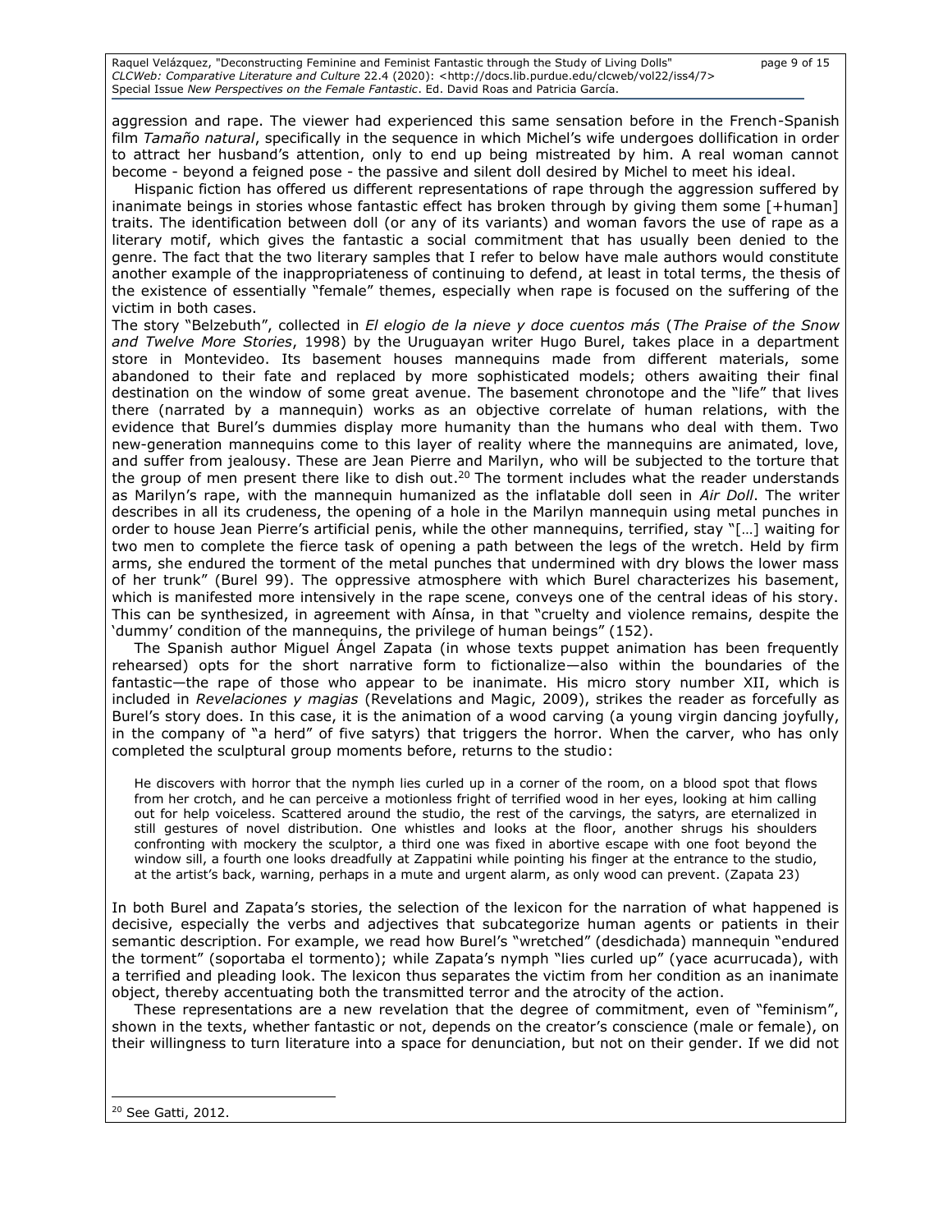aggression and rape. The viewer had experienced this same sensation before in the French-Spanish film *Tamaño natural*, specifically in the sequence in which Michel's wife undergoes dollification in order to attract her husband's attention, only to end up being mistreated by him. A real woman cannot become - beyond a feigned pose - the passive and silent doll desired by Michel to meet his ideal.

Hispanic fiction has offered us different representations of rape through the aggression suffered by inanimate beings in stories whose fantastic effect has broken through by giving them some [+human] traits. The identification between doll (or any of its variants) and woman favors the use of rape as a literary motif, which gives the fantastic a social commitment that has usually been denied to the genre. The fact that the two literary samples that I refer to below have male authors would constitute another example of the inappropriateness of continuing to defend, at least in total terms, the thesis of the existence of essentially "female" themes, especially when rape is focused on the suffering of the victim in both cases.

The story "Belzebuth", collected in *El elogio de la nieve y doce cuentos más* (*The Praise of the Snow and Twelve More Stories*, 1998) by the Uruguayan writer Hugo Burel, takes place in a department store in Montevideo. Its basement houses mannequins made from different materials, some abandoned to their fate and replaced by more sophisticated models; others awaiting their final destination on the window of some great avenue. The basement chronotope and the "life" that lives there (narrated by a mannequin) works as an objective correlate of human relations, with the evidence that Burel's dummies display more humanity than the humans who deal with them. Two new-generation mannequins come to this layer of reality where the mannequins are animated, love, and suffer from jealousy. These are Jean Pierre and Marilyn, who will be subjected to the torture that the group of men present there like to dish out.[20] The torment includes what the reader understands as Marilyn's rape, with the mannequin humanized as the inflatable doll seen in *Air Doll*. The writer describes in all its crudeness, the opening of a hole in the Marilyn mannequin using metal punches in order to house Jean Pierre's artificial penis, while the other mannequins, terrified, stay "[…] waiting for two men to complete the fierce task of opening a path between the legs of the wretch. Held by firm arms, she endured the torment of the metal punches that undermined with dry blows the lower mass of her trunk" (Burel 99). The oppressive atmosphere with which Burel characterizes his basement, which is manifested more intensively in the rape scene, conveys one of the central ideas of his story. This can be synthesized, in agreement with Aínsa, in that "cruelty and violence remains, despite the 'dummy' condition of the mannequins, the privilege of human beings" (152).

The Spanish author Miguel Ángel Zapata (in whose texts puppet animation has been frequently rehearsed) opts for the short narrative form to fictionalize—also within the boundaries of the fantastic—the rape of those who appear to be inanimate. His micro story number XII, which is included in *Revelaciones y magias* (Revelations and Magic, 2009), strikes the reader as forcefully as Burel's story does. In this case, it is the animation of a wood carving (a young virgin dancing joyfully, in the company of "a herd" of five satyrs) that triggers the horror. When the carver, who has only completed the sculptural group moments before, returns to the studio:

> He discovers with horror that the nymph lies curled up in a corner of the room, on a blood spot that flows from her crotch, and he can perceive a motionless fright of terrified wood in her eyes, looking at him calling out for help voiceless. Scattered around the studio, the rest of the carvings, the satyrs, are eternalized in still gestures of novel distribution. One whistles and looks at the floor, another shrugs his shoulders confronting with mockery the sculptor, a third one was fixed in abortive escape with one foot beyond the window sill, a fourth one looks dreadfully at Zappatini while pointing his finger at the entrance to the studio, at the artist's back, warning, perhaps in a mute and urgent alarm, as only wood can prevent. (Zapata 23)

In both Burel and Zapata's stories, the selection of the lexicon for the narration of what happened is decisive, especially the verbs and adjectives that subcategorize human agents or patients in their semantic description. For example, we read how Burel's "wretched" (desdichada) mannequin "endured the torment" (soportaba el tormento); while Zapata's nymph "lies curled up" (yace acurrucada), with a terrified and pleading look. The lexicon thus separates the victim from her condition as an inanimate object, thereby accentuating both the transmitted terror and the atrocity of the action.

These representations are a new revelation that the degree of commitment, even of "feminism", shown in the texts, whether fantastic or not, depends on the creator's conscience (male or female), on their willingness to turn literature into a space for denunciation, but not on their gender. If we did not

---

[20] See Gatti, 2012.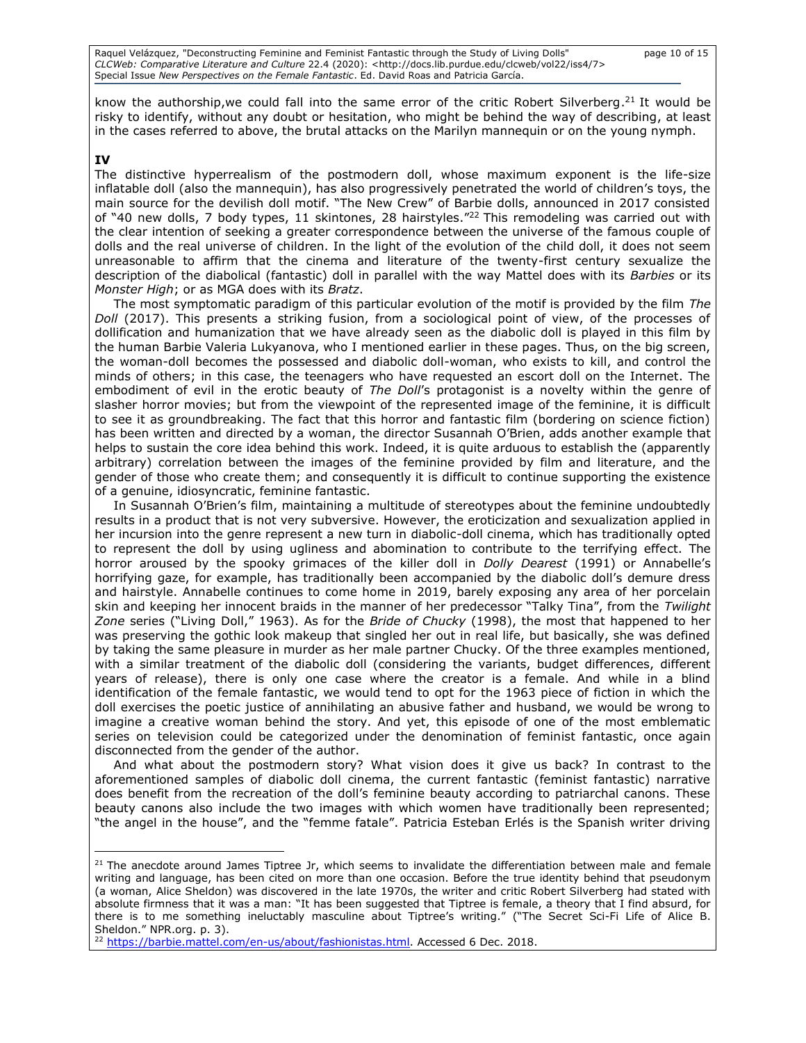know the authorship,we could fall into the same error of the critic Robert Silverberg.[21] It would be risky to identify, without any doubt or hesitation, who might be behind the way of describing, at least in the cases referred to above, the brutal attacks on the Marilyn mannequin or on the young nymph.

**IV**

The distinctive hyperrealism of the postmodern doll, whose maximum exponent is the life-size inflatable doll (also the mannequin), has also progressively penetrated the world of children's toys, the main source for the devilish doll motif. "The New Crew" of Barbie dolls, announced in 2017 consisted of "40 new dolls, 7 body types, 11 skintones, 28 hairstyles."[22] This remodeling was carried out with the clear intention of seeking a greater correspondence between the universe of the famous couple of dolls and the real universe of children. In the light of the evolution of the child doll, it does not seem unreasonable to affirm that the cinema and literature of the twenty-first century sexualize the description of the diabolical (fantastic) doll in parallel with the way Mattel does with its *Barbies* or its *Monster High*; or as MGA does with its *Bratz*.

The most symptomatic paradigm of this particular evolution of the motif is provided by the film *The Doll* (2017). This presents a striking fusion, from a sociological point of view, of the processes of dollification and humanization that we have already seen as the diabolic doll is played in this film by the human Barbie Valeria Lukyanova, who I mentioned earlier in these pages. Thus, on the big screen, the woman-doll becomes the possessed and diabolic doll-woman, who exists to kill, and control the minds of others; in this case, the teenagers who have requested an escort doll on the Internet. The embodiment of evil in the erotic beauty of *The Doll*'s protagonist is a novelty within the genre of slasher horror movies; but from the viewpoint of the represented image of the feminine, it is difficult to see it as groundbreaking. The fact that this horror and fantastic film (bordering on science fiction) has been written and directed by a woman, the director Susannah O'Brien, adds another example that helps to sustain the core idea behind this work. Indeed, it is quite arduous to establish the (apparently arbitrary) correlation between the images of the feminine provided by film and literature, and the gender of those who create them; and consequently it is difficult to continue supporting the existence of a genuine, idiosyncratic, feminine fantastic.

In Susannah O'Brien's film, maintaining a multitude of stereotypes about the feminine undoubtedly results in a product that is not very subversive. However, the eroticization and sexualization applied in her incursion into the genre represent a new turn in diabolic-doll cinema, which has traditionally opted to represent the doll by using ugliness and abomination to contribute to the terrifying effect. The horror aroused by the spooky grimaces of the killer doll in *Dolly Dearest* (1991) or Annabelle's horrifying gaze, for example, has traditionally been accompanied by the diabolic doll's demure dress and hairstyle. Annabelle continues to come home in 2019, barely exposing any area of her porcelain skin and keeping her innocent braids in the manner of her predecessor "Talky Tina", from the *Twilight Zone* series ("Living Doll," 1963). As for the *Bride of Chucky* (1998), the most that happened to her was preserving the gothic look makeup that singled her out in real life, but basically, she was defined by taking the same pleasure in murder as her male partner Chucky. Of the three examples mentioned, with a similar treatment of the diabolic doll (considering the variants, budget differences, different years of release), there is only one case where the creator is a female. And while in a blind identification of the female fantastic, we would tend to opt for the 1963 piece of fiction in which the doll exercises the poetic justice of annihilating an abusive father and husband, we would be wrong to imagine a creative woman behind the story. And yet, this episode of one of the most emblematic series on television could be categorized under the denomination of feminist fantastic, once again disconnected from the gender of the author.

And what about the postmodern story? What vision does it give us back? In contrast to the aforementioned samples of diabolic doll cinema, the current fantastic (feminist fantastic) narrative does benefit from the recreation of the doll's feminine beauty according to patriarchal canons. These beauty canons also include the two images with which women have traditionally been represented; "the angel in the house", and the "femme fatale". Patricia Esteban Erlés is the Spanish writer driving

---

[21] The anecdote around James Tiptree Jr, which seems to invalidate the differentiation between male and female writing and language, has been cited on more than one occasion. Before the true identity behind that pseudonym (a woman, Alice Sheldon) was discovered in the late 1970s, the writer and critic Robert Silverberg had stated with absolute firmness that it was a man: "It has been suggested that Tiptree is female, a theory that I find absurd, for there is to me something ineluctably masculine about Tiptree's writing." ("The Secret Sci-Fi Life of Alice B. Sheldon." NPR.org. p. 3).

[22] https://barbie.mattel.com/en-us/about/fashionistas.html. Accessed 6 Dec. 2018.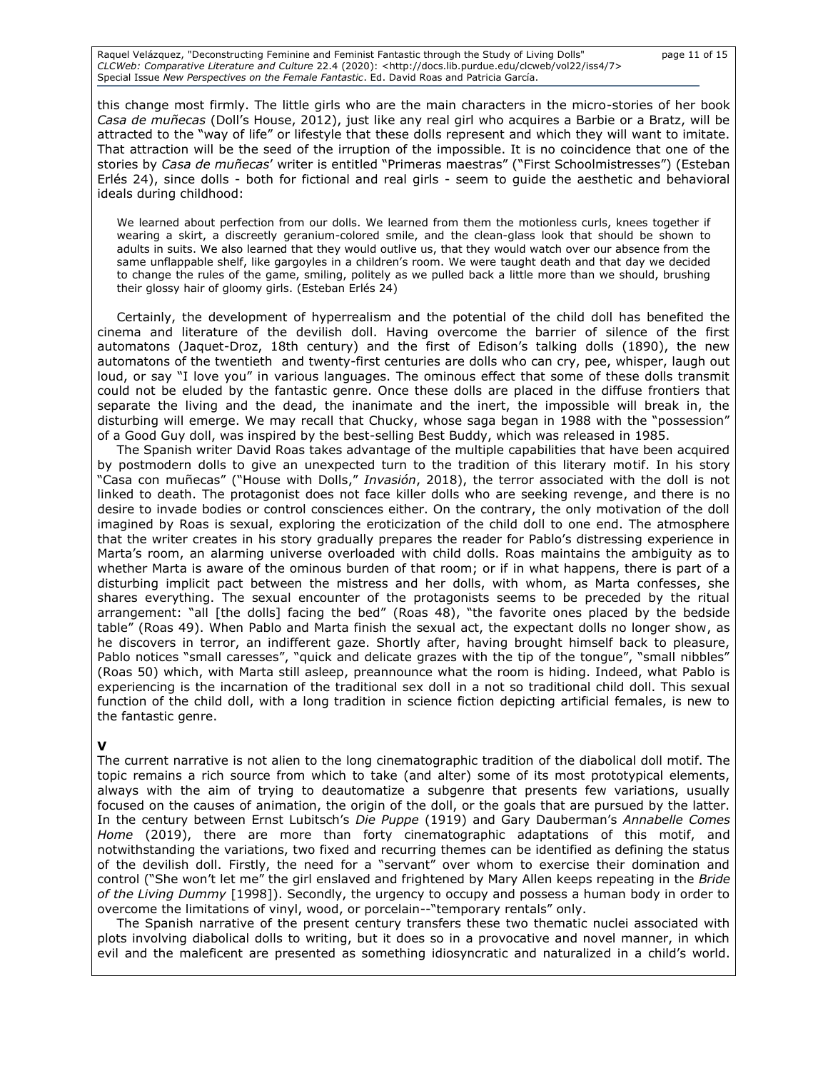this change most firmly. The little girls who are the main characters in the micro-stories of her book *Casa de muñecas* (Doll's House, 2012), just like any real girl who acquires a Barbie or a Bratz, will be attracted to the "way of life" or lifestyle that these dolls represent and which they will want to imitate. That attraction will be the seed of the irruption of the impossible. It is no coincidence that one of the stories by *Casa de muñecas*' writer is entitled "Primeras maestras" ("First Schoolmistresses") (Esteban Erlés 24), since dolls - both for fictional and real girls - seem to guide the aesthetic and behavioral ideals during childhood:

> We learned about perfection from our dolls. We learned from them the motionless curls, knees together if wearing a skirt, a discreetly geranium-colored smile, and the clean-glass look that should be shown to adults in suits. We also learned that they would outlive us, that they would watch over our absence from the same unflappable shelf, like gargoyles in a children's room. We were taught death and that day we decided to change the rules of the game, smiling, politely as we pulled back a little more than we should, brushing their glossy hair of gloomy girls. (Esteban Erlés 24)

Certainly, the development of hyperrealism and the potential of the child doll has benefited the cinema and literature of the devilish doll. Having overcome the barrier of silence of the first automatons (Jaquet-Droz, 18th century) and the first of Edison's talking dolls (1890), the new automatons of the twentieth and twenty-first centuries are dolls who can cry, pee, whisper, laugh out loud, or say "I love you" in various languages. The ominous effect that some of these dolls transmit could not be eluded by the fantastic genre. Once these dolls are placed in the diffuse frontiers that separate the living and the dead, the inanimate and the inert, the impossible will break in, the disturbing will emerge. We may recall that Chucky, whose saga began in 1988 with the "possession" of a Good Guy doll, was inspired by the best-selling Best Buddy, which was released in 1985.

The Spanish writer David Roas takes advantage of the multiple capabilities that have been acquired by postmodern dolls to give an unexpected turn to the tradition of this literary motif. In his story "Casa con muñecas" ("House with Dolls," *Invasión*, 2018), the terror associated with the doll is not linked to death. The protagonist does not face killer dolls who are seeking revenge, and there is no desire to invade bodies or control consciences either. On the contrary, the only motivation of the doll imagined by Roas is sexual, exploring the eroticization of the child doll to one end. The atmosphere that the writer creates in his story gradually prepares the reader for Pablo's distressing experience in Marta's room, an alarming universe overloaded with child dolls. Roas maintains the ambiguity as to whether Marta is aware of the ominous burden of that room; or if in what happens, there is part of a disturbing implicit pact between the mistress and her dolls, with whom, as Marta confesses, she shares everything. The sexual encounter of the protagonists seems to be preceded by the ritual arrangement: "all [the dolls] facing the bed" (Roas 48), "the favorite ones placed by the bedside table" (Roas 49). When Pablo and Marta finish the sexual act, the expectant dolls no longer show, as he discovers in terror, an indifferent gaze. Shortly after, having brought himself back to pleasure, Pablo notices "small caresses", "quick and delicate grazes with the tip of the tongue", "small nibbles" (Roas 50) which, with Marta still asleep, preannounce what the room is hiding. Indeed, what Pablo is experiencing is the incarnation of the traditional sex doll in a not so traditional child doll. This sexual function of the child doll, with a long tradition in science fiction depicting artificial females, is new to the fantastic genre.

## V

The current narrative is not alien to the long cinematographic tradition of the diabolical doll motif. The topic remains a rich source from which to take (and alter) some of its most prototypical elements, always with the aim of trying to deautomatize a subgenre that presents few variations, usually focused on the causes of animation, the origin of the doll, or the goals that are pursued by the latter. In the century between Ernst Lubitsch's *Die Puppe* (1919) and Gary Dauberman's *Annabelle Comes Home* (2019), there are more than forty cinematographic adaptations of this motif, and notwithstanding the variations, two fixed and recurring themes can be identified as defining the status of the devilish doll. Firstly, the need for a "servant" over whom to exercise their domination and control ("She won't let me" the girl enslaved and frightened by Mary Allen keeps repeating in the *Bride of the Living Dummy* [1998]). Secondly, the urgency to occupy and possess a human body in order to overcome the limitations of vinyl, wood, or porcelain--"temporary rentals" only.

The Spanish narrative of the present century transfers these two thematic nuclei associated with plots involving diabolical dolls to writing, but it does so in a provocative and novel manner, in which evil and the maleficent are presented as something idiosyncratic and naturalized in a child's world.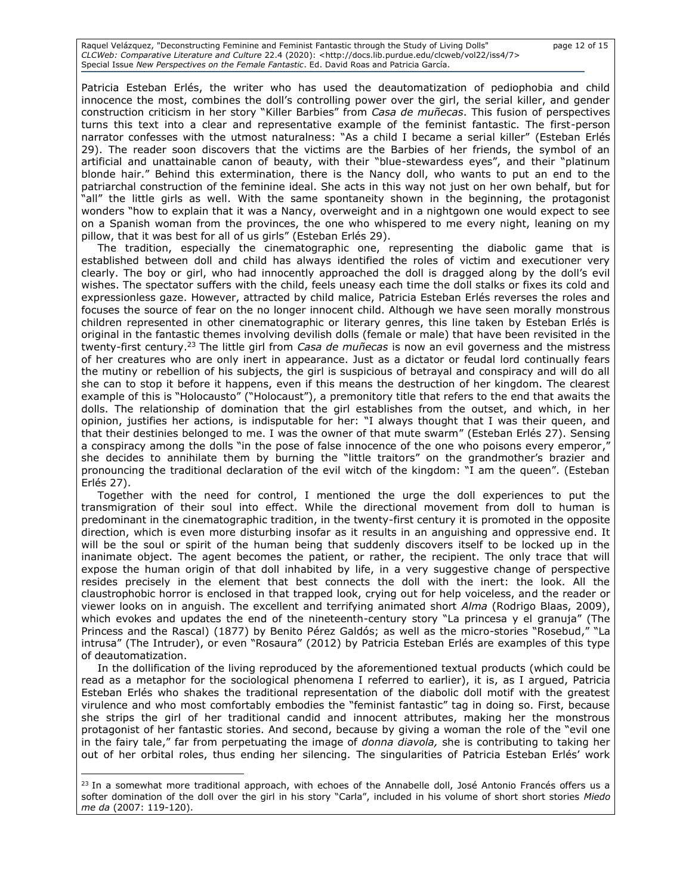Patricia Esteban Erlés, the writer who has used the deautomatization of pediophobia and child innocence the most, combines the doll's controlling power over the girl, the serial killer, and gender construction criticism in her story "Killer Barbies" from *Casa de muñecas*. This fusion of perspectives turns this text into a clear and representative example of the feminist fantastic. The first-person narrator confesses with the utmost naturalness: "As a child I became a serial killer" (Esteban Erlés 29). The reader soon discovers that the victims are the Barbies of her friends, the symbol of an artificial and unattainable canon of beauty, with their "blue-stewardess eyes", and their "platinum blonde hair." Behind this extermination, there is the Nancy doll, who wants to put an end to the patriarchal construction of the feminine ideal. She acts in this way not just on her own behalf, but for "all" the little girls as well. With the same spontaneity shown in the beginning, the protagonist wonders "how to explain that it was a Nancy, overweight and in a nightgown one would expect to see on a Spanish woman from the provinces, the one who whispered to me every night, leaning on my pillow, that it was best for all of us girls" (Esteban Erlés 29).

The tradition, especially the cinematographic one, representing the diabolic game that is established between doll and child has always identified the roles of victim and executioner very clearly. The boy or girl, who had innocently approached the doll is dragged along by the doll's evil wishes. The spectator suffers with the child, feels uneasy each time the doll stalks or fixes its cold and expressionless gaze. However, attracted by child malice, Patricia Esteban Erlés reverses the roles and focuses the source of fear on the no longer innocent child. Although we have seen morally monstrous children represented in other cinematographic or literary genres, this line taken by Esteban Erlés is original in the fantastic themes involving devilish dolls (female or male) that have been revisited in the twenty-first century.[23] The little girl from *Casa de muñecas* is now an evil governess and the mistress of her creatures who are only inert in appearance. Just as a dictator or feudal lord continually fears the mutiny or rebellion of his subjects, the girl is suspicious of betrayal and conspiracy and will do all she can to stop it before it happens, even if this means the destruction of her kingdom. The clearest example of this is "Holocausto" ("Holocaust"), a premonitory title that refers to the end that awaits the dolls. The relationship of domination that the girl establishes from the outset, and which, in her opinion, justifies her actions, is indisputable for her: "I always thought that I was their queen, and that their destinies belonged to me. I was the owner of that mute swarm" (Esteban Erlés 27). Sensing a conspiracy among the dolls "in the pose of false innocence of the one who poisons every emperor," she decides to annihilate them by burning the "little traitors" on the grandmother's brazier and pronouncing the traditional declaration of the evil witch of the kingdom: "I am the queen". (Esteban Erlés 27).

Together with the need for control, I mentioned the urge the doll experiences to put the transmigration of their soul into effect. While the directional movement from doll to human is predominant in the cinematographic tradition, in the twenty-first century it is promoted in the opposite direction, which is even more disturbing insofar as it results in an anguishing and oppressive end. It will be the soul or spirit of the human being that suddenly discovers itself to be locked up in the inanimate object. The agent becomes the patient, or rather, the recipient. The only trace that will expose the human origin of that doll inhabited by life, in a very suggestive change of perspective resides precisely in the element that best connects the doll with the inert: the look. All the claustrophobic horror is enclosed in that trapped look, crying out for help voiceless, and the reader or viewer looks on in anguish. The excellent and terrifying animated short *Alma* (Rodrigo Blaas, 2009), which evokes and updates the end of the nineteenth-century story "La princesa y el granuja" (The Princess and the Rascal) (1877) by Benito Pérez Galdós; as well as the micro-stories "Rosebud," "La intrusa" (The Intruder), or even "Rosaura" (2012) by Patricia Esteban Erlés are examples of this type of deautomatization.

In the dollification of the living reproduced by the aforementioned textual products (which could be read as a metaphor for the sociological phenomena I referred to earlier), it is, as I argued, Patricia Esteban Erlés who shakes the traditional representation of the diabolic doll motif with the greatest virulence and who most comfortably embodies the "feminist fantastic" tag in doing so. First, because she strips the girl of her traditional candid and innocent attributes, making her the monstrous protagonist of her fantastic stories. And second, because by giving a woman the role of the "evil one in the fairy tale," far from perpetuating the image of *donna diavola,* she is contributing to taking her out of her orbital roles, thus ending her silencing. The singularities of Patricia Esteban Erlés' work

[23] In a somewhat more traditional approach, with echoes of the Annabelle doll, José Antonio Francés offers us a softer domination of the doll over the girl in his story "Carla", included in his volume of short short stories *Miedo me da* (2007: 119-120).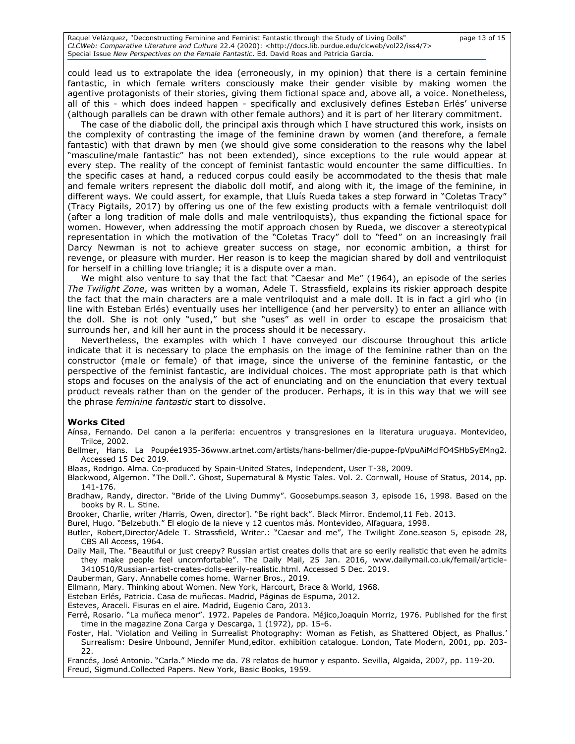could lead us to extrapolate the idea (erroneously, in my opinion) that there is a certain feminine fantastic, in which female writers consciously make their gender visible by making women the agentive protagonists of their stories, giving them fictional space and, above all, a voice. Nonetheless, all of this - which does indeed happen - specifically and exclusively defines Esteban Erlés' universe (although parallels can be drawn with other female authors) and it is part of her literary commitment.

The case of the diabolic doll, the principal axis through which I have structured this work, insists on the complexity of contrasting the image of the feminine drawn by women (and therefore, a female fantastic) with that drawn by men (we should give some consideration to the reasons why the label "masculine/male fantastic" has not been extended), since exceptions to the rule would appear at every step. The reality of the concept of feminist fantastic would encounter the same difficulties. In the specific cases at hand, a reduced corpus could easily be accommodated to the thesis that male and female writers represent the diabolic doll motif, and along with it, the image of the feminine, in different ways. We could assert, for example, that Lluís Rueda takes a step forward in "Coletas Tracy" (Tracy Pigtails, 2017) by offering us one of the few existing products with a female ventriloquist doll (after a long tradition of male dolls and male ventriloquists), thus expanding the fictional space for women. However, when addressing the motif approach chosen by Rueda, we discover a stereotypical representation in which the motivation of the "Coletas Tracy" doll to "feed" on an increasingly frail Darcy Newman is not to achieve greater success on stage, nor economic ambition, a thirst for revenge, or pleasure with murder. Her reason is to keep the magician shared by doll and ventriloquist for herself in a chilling love triangle; it is a dispute over a man.

We might also venture to say that the fact that "Caesar and Me" (1964), an episode of the series *The Twilight Zone*, was written by a woman, Adele T. Strassfield, explains its riskier approach despite the fact that the main characters are a male ventriloquist and a male doll. It is in fact a girl who (in line with Esteban Erlés) eventually uses her intelligence (and her perversity) to enter an alliance with the doll. She is not only "used," but she "uses" as well in order to escape the prosaicism that surrounds her, and kill her aunt in the process should it be necessary.

Nevertheless, the examples with which I have conveyed our discourse throughout this article indicate that it is necessary to place the emphasis on the image of the feminine rather than on the constructor (male or female) of that image, since the universe of the feminine fantastic, or the perspective of the feminist fantastic, are individual choices. The most appropriate path is that which stops and focuses on the analysis of the act of enunciating and on the enunciation that every textual product reveals rather than on the gender of the producer. Perhaps, it is in this way that we will see the phrase *feminine fantastic* start to dissolve.

## Works Cited

Aínsa, Fernando. Del canon a la periferia: encuentros y transgresiones en la literatura uruguaya. Montevideo, Trilce, 2002.

Bellmer, Hans. La Poupée1935-36www.artnet.com/artists/hans-bellmer/die-puppe-fpVpuAiMclFO4SHbSyEMng2. Accessed 15 Dec 2019.

Blaas, Rodrigo. Alma. Co-produced by Spain-United States, Independent, User T-38, 2009.

Blackwood, Algernon. "The Doll.". Ghost, Supernatural & Mystic Tales. Vol. 2. Cornwall, House of Status, 2014, pp. 141-176.

Bradhaw, Randy, director. "Bride of the Living Dummy". Goosebumps.season 3, episode 16, 1998. Based on the books by R. L. Stine.

Brooker, Charlie, writer /Harris, Owen, director]. "Be right back". Black Mirror. Endemol,11 Feb. 2013.

Burel, Hugo. "Belzebuth." El elogio de la nieve y 12 cuentos más. Montevideo, Alfaguara, 1998.

Butler, Robert,Director/Adele T. Strassfield, Writer.: "Caesar and me", The Twilight Zone.season 5, episode 28, CBS All Access, 1964.

Daily Mail, The. "Beautiful or just creepy? Russian artist creates dolls that are so eerily realistic that even he admits they make people feel uncomfortable". The Daily Mail, 25 Jan. 2016, www.dailymail.co.uk/femail/article-3410510/Russian-artist-creates-dolls-eerily-realistic.html. Accessed 5 Dec. 2019.

Dauberman, Gary. Annabelle comes home. Warner Bros., 2019.

Ellmann, Mary. Thinking about Women. New York, Harcourt, Brace & World, 1968.

Esteban Erlés, Patricia. Casa de muñecas. Madrid, Páginas de Espuma, 2012.

Esteves, Araceli. Fisuras en el aire. Madrid, Eugenio Caro, 2013.

Ferré, Rosario. "La muñeca menor". 1972. Papeles de Pandora. Méjico,Joaquín Morriz, 1976. Published for the first time in the magazine Zona Carga y Descarga, 1 (1972), pp. 15-6.

Foster, Hal. 'Violation and Veiling in Surrealist Photography: Woman as Fetish, as Shattered Object, as Phallus.' Surrealism: Desire Unbound, Jennifer Mund,editor. exhibition catalogue. London, Tate Modern, 2001, pp. 203-22.

Francés, José Antonio. "Carla." Miedo me da. 78 relatos de humor y espanto. Sevilla, Algaida, 2007, pp. 119-20.

Freud, Sigmund.Collected Papers. New York, Basic Books, 1959.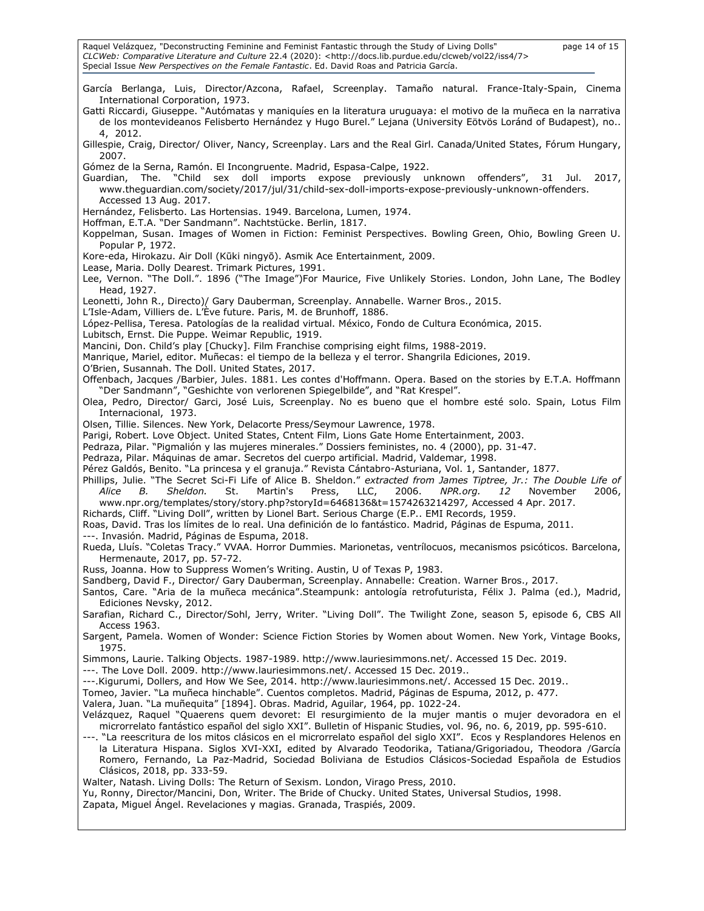García Berlanga, Luis, Director/Azcona, Rafael, Screenplay. Tamaño natural. France-Italy-Spain, Cinema International Corporation, 1973.

Gatti Riccardi, Giuseppe. "Autómatas y maniquíes en la literatura uruguaya: el motivo de la muñeca en la narrativa de los montevideanos Felisberto Hernández y Hugo Burel." Lejana (University Eötvös Loránd of Budapest), no.. 4, 2012.

Gillespie, Craig, Director/ Oliver, Nancy, Screenplay. Lars and the Real Girl. Canada/United States, Fórum Hungary, 2007.

Gómez de la Serna, Ramón. El Incongruente. Madrid, Espasa-Calpe, 1922.

Guardian, The. "Child sex doll imports expose previously unknown offenders", 31 Jul. 2017, www.theguardian.com/society/2017/jul/31/child-sex-doll-imports-expose-previously-unknown-offenders. Accessed 13 Aug. 2017.

Hernández, Felisberto. Las Hortensias. 1949. Barcelona, Lumen, 1974.

Hoffman, E.T.A. "Der Sandmann". Nachtstücke. Berlin, 1817.

Koppelman, Susan. Images of Women in Fiction: Feminist Perspectives. Bowling Green, Ohio, Bowling Green U. Popular P, 1972.

Kore-eda, Hirokazu. Air Doll (Kūki ningyō). Asmik Ace Entertainment, 2009.

Lease, Maria. Dolly Dearest. Trimark Pictures, 1991.

Lee, Vernon. "The Doll.". 1896 ("The Image")For Maurice, Five Unlikely Stories. London, John Lane, The Bodley Head, 1927.

Leonetti, John R., Directo)/ Gary Dauberman, Screenplay. Annabelle. Warner Bros., 2015.

L'Isle-Adam, Villiers de. L'Ève future. Paris, M. de Brunhoff, 1886.

López-Pellisa, Teresa. Patologías de la realidad virtual. México, Fondo de Cultura Económica, 2015.

Lubitsch, Ernst. Die Puppe. Weimar Republic, 1919.

Mancini, Don. Child's play [Chucky]. Film Franchise comprising eight films, 1988-2019.

Manrique, Mariel, editor. Muñecas: el tiempo de la belleza y el terror. Shangrila Ediciones, 2019.

O'Brien, Susannah. The Doll. United States, 2017.

Offenbach, Jacques /Barbier, Jules. 1881. Les contes d'Hoffmann. Opera. Based on the stories by E.T.A. Hoffmann "Der Sandmann", "Geshichte von verlorenen Spiegelbilde", and "Rat Krespel".

Olea, Pedro, Director/ Garci, José Luis, Screenplay. No es bueno que el hombre esté solo. Spain, Lotus Film Internacional, 1973.

Olsen, Tillie. Silences. New York, Delacorte Press/Seymour Lawrence, 1978.

Parigi, Robert. Love Object. United States, Cntent Film, Lions Gate Home Entertainment, 2003.

Pedraza, Pilar. "Pigmalión y las mujeres minerales." Dossiers feministes, no. 4 (2000), pp. 31-47.

Pedraza, Pilar. Máquinas de amar. Secretos del cuerpo artificial. Madrid, Valdemar, 1998.

Pérez Galdós, Benito. "La princesa y el granuja." Revista Cántabro-Asturiana, Vol. 1, Santander, 1877.

Phillips, Julie. "The Secret Sci-Fi Life of Alice B. Sheldon." *extracted from James Tiptree, Jr.: The Double Life of Alice B. Sheldon.* St. Martin's Press, LLC, 2006. *NPR.org. 12* November 2006, www.npr.org/templates/story/story.php?storyId=6468136&t=1574263214297, Accessed 4 Apr. 2017.

Richards, Cliff. "Living Doll", written by Lionel Bart. Serious Charge (E.P.. EMI Records, 1959.

Roas, David. Tras los límites de lo real. Una definición de lo fantástico. Madrid, Páginas de Espuma, 2011.

---. Invasión. Madrid, Páginas de Espuma, 2018.

Rueda, Lluís. "Coletas Tracy." VVAA. Horror Dummies. Marionetas, ventrílocuos, mecanismos psicóticos. Barcelona, Hermenaute, 2017, pp. 57-72.

Russ, Joanna. How to Suppress Women's Writing. Austin, U of Texas P, 1983.

Sandberg, David F., Director/ Gary Dauberman, Screenplay. Annabelle: Creation. Warner Bros., 2017.

Santos, Care. "Aria de la muñeca mecánica".Steampunk: antología retrofuturista, Félix J. Palma (ed.), Madrid, Ediciones Nevsky, 2012.

Sarafian, Richard C., Director/Sohl, Jerry, Writer. "Living Doll". The Twilight Zone, season 5, episode 6, CBS All Access 1963.

Sargent, Pamela. Women of Wonder: Science Fiction Stories by Women about Women. New York, Vintage Books, 1975.

Simmons, Laurie. Talking Objects. 1987-1989. http://www.lauriesimmons.net/. Accessed 15 Dec. 2019.

---. The Love Doll. 2009. http://www.lauriesimmons.net/. Accessed 15 Dec. 2019..

---.Kigurumi, Dollers, and How We See, 2014. http://www.lauriesimmons.net/. Accessed 15 Dec. 2019..

Tomeo, Javier. "La muñeca hinchable". Cuentos completos. Madrid, Páginas de Espuma, 2012, p. 477.

Valera, Juan. "La muñequita" [1894]. Obras. Madrid, Aguilar, 1964, pp. 1022-24.

Velázquez, Raquel "Quaerens quem devoret: El resurgimiento de la mujer mantis o mujer devoradora en el microrrelato fantástico español del siglo XXI". Bulletin of Hispanic Studies, vol. 96, no. 6, 2019, pp. 595-610.

---. "La reescritura de los mitos clásicos en el microrrelato español del siglo XXI". Ecos y Resplandores Helenos en la Literatura Hispana. Siglos XVI-XXI, edited by Alvarado Teodorika, Tatiana/Grigoriadou, Theodora /García Romero, Fernando, La Paz-Madrid, Sociedad Boliviana de Estudios Clásicos-Sociedad Española de Estudios Clásicos, 2018, pp. 333-59.

Walter, Natash. Living Dolls: The Return of Sexism. London, Virago Press, 2010.

Yu, Ronny, Director/Mancini, Don, Writer. The Bride of Chucky. United States, Universal Studios, 1998.

Zapata, Miguel Ángel. Revelaciones y magias. Granada, Traspiés, 2009.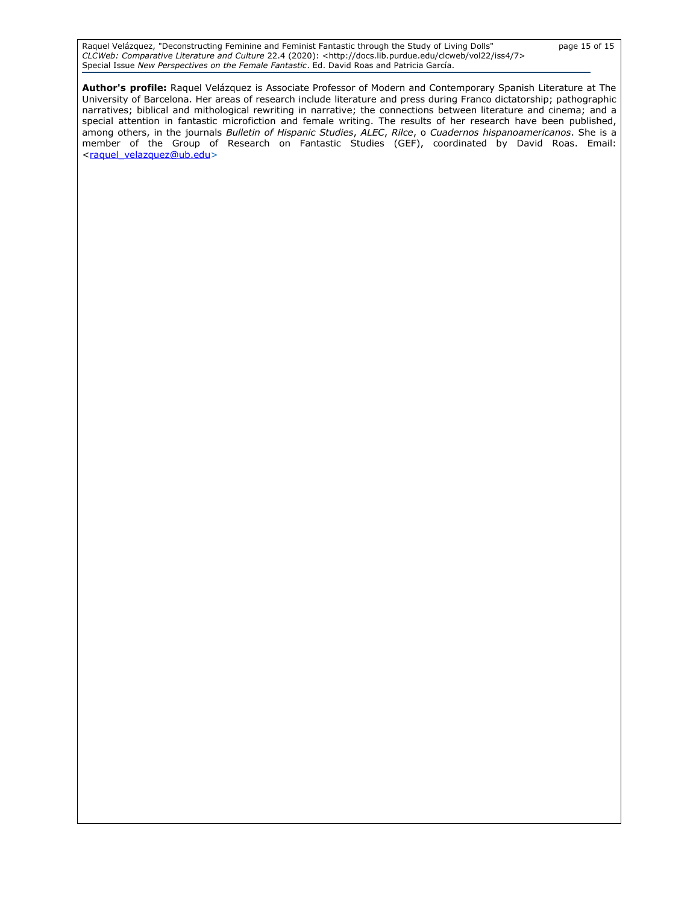**Author's profile:** Raquel Velázquez is Associate Professor of Modern and Contemporary Spanish Literature at The University of Barcelona. Her areas of research include literature and press during Franco dictatorship; pathographic narratives; biblical and mithological rewriting in narrative; the connections between literature and cinema; and a special attention in fantastic microfiction and female writing. The results of her research have been published, among others, in the journals *Bulletin of Hispanic Studies*, *ALEC*, *Rilce*, o *Cuadernos hispanoamericanos*. She is a member of the Group of Research on Fantastic Studies (GEF), coordinated by David Roas. Email: <raquel_velazquez@ub.edu>